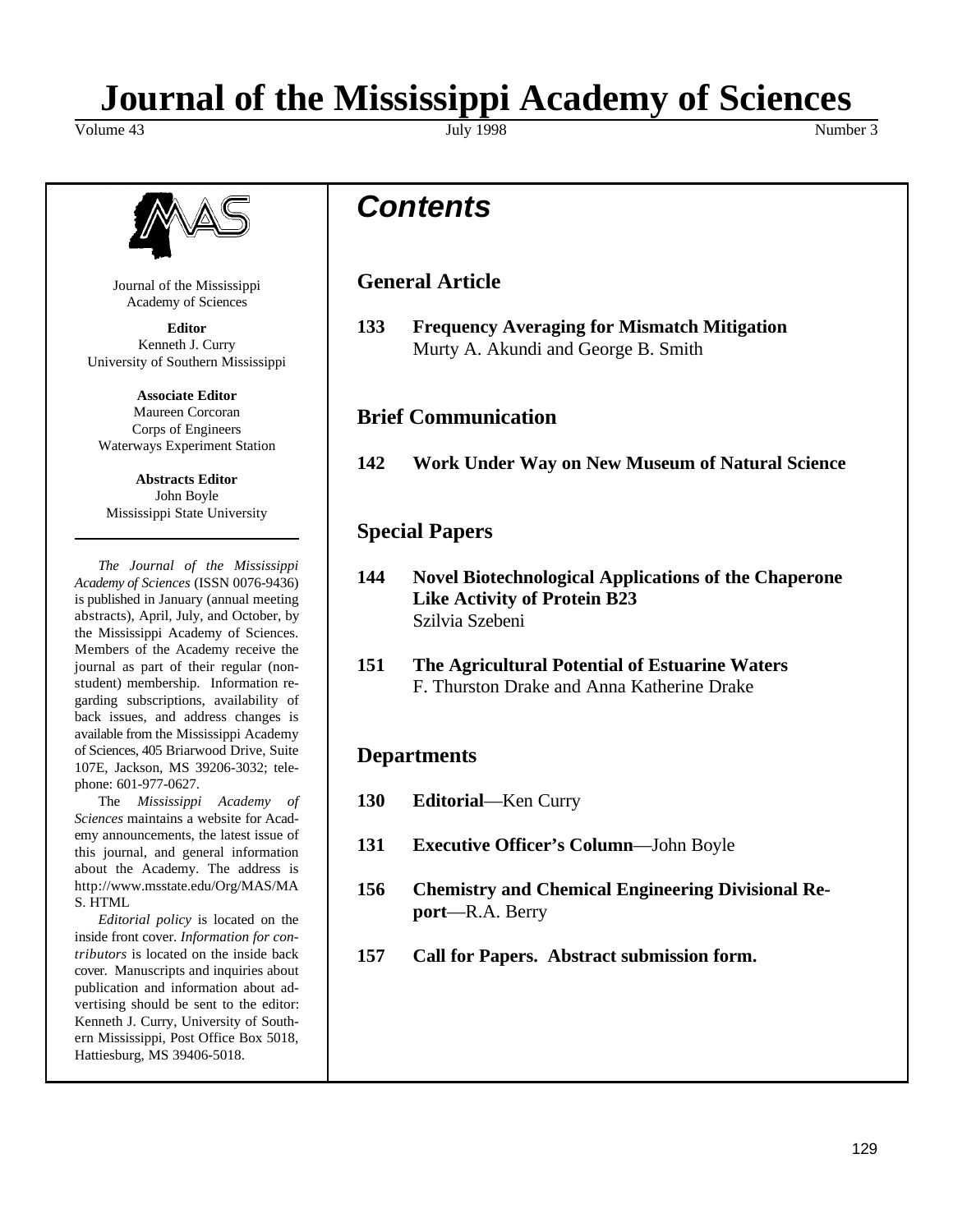# Journal of the Mississippi Academy of Sciences

Volume 43 July 1998 Number 3

Journal of the Mississippi Academy of Sciences

**Editor**
Kenneth J. Curry
University of Southern Mississippi

**Associate Editor**
Maureen Corcoran
Corps of Engineers
Waterways Experiment Station

**Abstracts Editor**
John Boyle
Mississippi State University

*The Journal of the Mississippi Academy of Sciences* (ISSN 0076-9436) is published in January (annual meeting abstracts), April, July, and October, by the Mississippi Academy of Sciences. Members of the Academy receive the journal as part of their regular (non-student) membership. Information regarding subscriptions, availability of back issues, and address changes is available from the Mississippi Academy of Sciences, 405 Briarwood Drive, Suite 107E, Jackson, MS 39206-3032; telephone: 601-977-0627.

The *Mississippi Academy of Sciences* maintains a website for Academy announcements, the latest issue of this journal, and general information about the Academy. The address is http://www.msstate.edu/Org/MAS/MAS.HTML

*Editorial policy* is located on the inside front cover. *Information for contributors* is located on the inside back cover. Manuscripts and inquiries about publication and information about advertising should be sent to the editor: Kenneth J. Curry, University of Southern Mississippi, Post Office Box 5018, Hattiesburg, MS 39406-5018.

## *Contents*

### General Article

**133 Frequency Averaging for Mismatch Mitigation**
Murty A. Akundi and George B. Smith

### Brief Communication

**142 Work Under Way on New Museum of Natural Science**

### Special Papers

**144 Novel Biotechnological Applications of the Chaperone Like Activity of Protein B23**
Szilvia Szebeni

**151 The Agricultural Potential of Estuarine Waters**
F. Thurston Drake and Anna Katherine Drake

### Departments

**130 Editorial**—Ken Curry

**131 Executive Officer's Column**—John Boyle

**156 Chemistry and Chemical Engineering Divisional Report**—R.A. Berry

**157 Call for Papers. Abstract submission form.**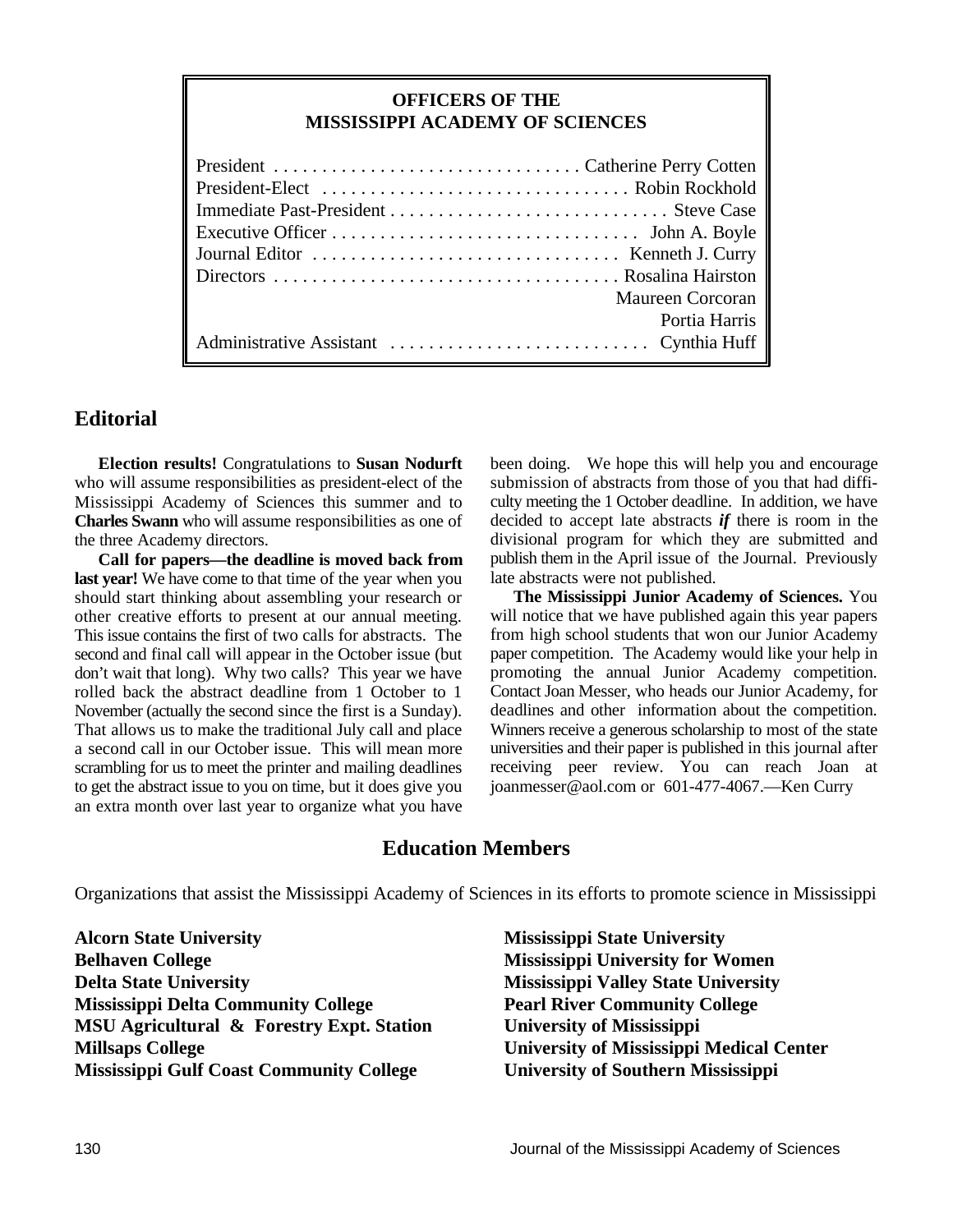## OFFICERS OF THE MISSISSIPPI ACADEMY OF SCIENCES

| | |
|---|---|
| President | Catherine Perry Cotten |
| President-Elect | Robin Rockhold |
| Immediate Past-President | Steve Case |
| Executive Officer | John A. Boyle |
| Journal Editor | Kenneth J. Curry |
| Directors | Rosalina Hairston |
| | Maureen Corcoran |
| | Portia Harris |
| Administrative Assistant | Cynthia Huff |

## Editorial

**Election results!** Congratulations to **Susan Nodurft** who will assume responsibilities as president-elect of the Mississippi Academy of Sciences this summer and to **Charles Swann** who will assume responsibilities as one of the three Academy directors.

**Call for papers—the deadline is moved back from last year!** We have come to that time of the year when you should start thinking about assembling your research or other creative efforts to present at our annual meeting. This issue contains the first of two calls for abstracts. The second and final call will appear in the October issue (but don't wait that long). Why two calls? This year we have rolled back the abstract deadline from 1 October to 1 November (actually the second since the first is a Sunday). That allows us to make the traditional July call and place a second call in our October issue. This will mean more scrambling for us to meet the printer and mailing deadlines to get the abstract issue to you on time, but it does give you an extra month over last year to organize what you have been doing. We hope this will help you and encourage submission of abstracts from those of you that had difficulty meeting the 1 October deadline. In addition, we have decided to accept late abstracts ***if*** there is room in the divisional program for which they are submitted and publish them in the April issue of the Journal. Previously late abstracts were not published.

**The Mississippi Junior Academy of Sciences.** You will notice that we have published again this year papers from high school students that won our Junior Academy paper competition. The Academy would like your help in promoting the annual Junior Academy competition. Contact Joan Messer, who heads our Junior Academy, for deadlines and other information about the competition. Winners receive a generous scholarship to most of the state universities and their paper is published in this journal after receiving peer review. You can reach Joan at joanmesser@aol.com or 601-477-4067.—Ken Curry

## Education Members

Organizations that assist the Mississippi Academy of Sciences in its efforts to promote science in Mississippi

**Alcorn State University**
**Belhaven College**
**Delta State University**
**Mississippi Delta Community College**
**MSU Agricultural & Forestry Expt. Station**
**Millsaps College**
**Mississippi Gulf Coast Community College**
**Mississippi State University**
**Mississippi University for Women**
**Mississippi Valley State University**
**Pearl River Community College**
**University of Mississippi**
**University of Mississippi Medical Center**
**University of Southern Mississippi**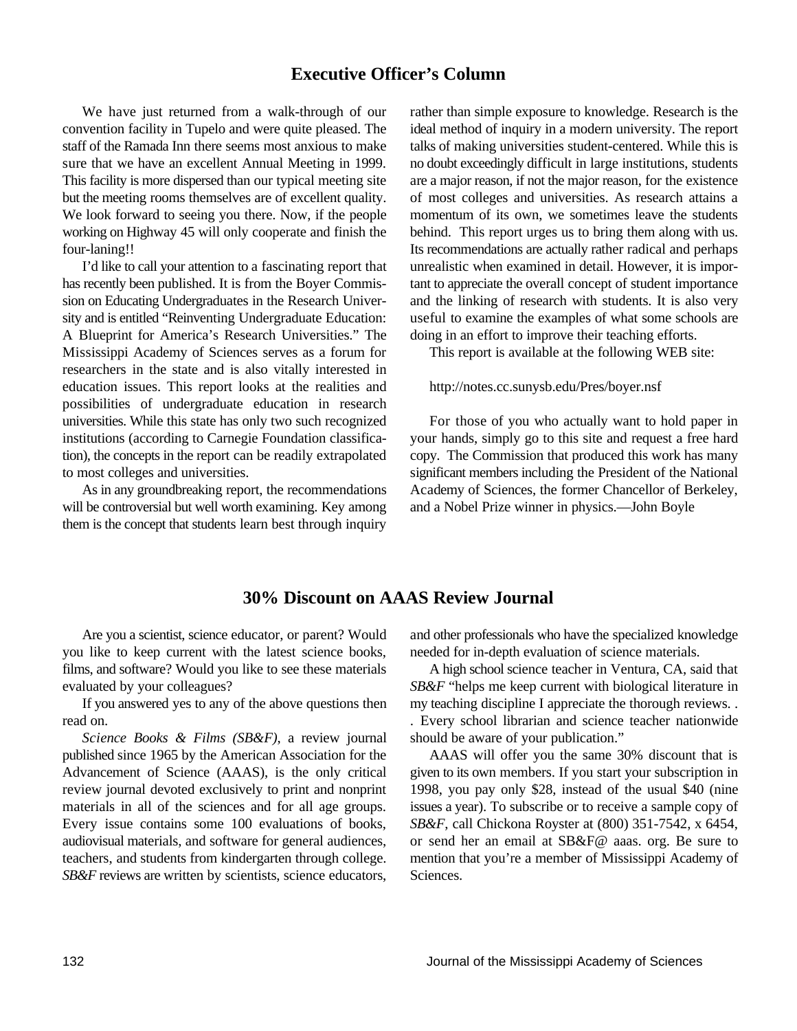## Executive Officer's Column

We have just returned from a walk-through of our convention facility in Tupelo and were quite pleased. The staff of the Ramada Inn there seems most anxious to make sure that we have an excellent Annual Meeting in 1999. This facility is more dispersed than our typical meeting site but the meeting rooms themselves are of excellent quality. We look forward to seeing you there. Now, if the people working on Highway 45 will only cooperate and finish the four-laning!!

I'd like to call your attention to a fascinating report that has recently been published. It is from the Boyer Commission on Educating Undergraduates in the Research University and is entitled "Reinventing Undergraduate Education: A Blueprint for America's Research Universities." The Mississippi Academy of Sciences serves as a forum for researchers in the state and is also vitally interested in education issues. This report looks at the realities and possibilities of undergraduate education in research universities. While this state has only two such recognized institutions (according to Carnegie Foundation classification), the concepts in the report can be readily extrapolated to most colleges and universities.

As in any groundbreaking report, the recommendations will be controversial but well worth examining. Key among them is the concept that students learn best through inquiry rather than simple exposure to knowledge. Research is the ideal method of inquiry in a modern university. The report talks of making universities student-centered. While this is no doubt exceedingly difficult in large institutions, students are a major reason, if not the major reason, for the existence of most colleges and universities. As research attains a momentum of its own, we sometimes leave the students behind. This report urges us to bring them along with us. Its recommendations are actually rather radical and perhaps unrealistic when examined in detail. However, it is important to appreciate the overall concept of student importance and the linking of research with students. It is also very useful to examine the examples of what some schools are doing in an effort to improve their teaching efforts.

This report is available at the following WEB site:

http://notes.cc.sunysb.edu/Pres/boyer.nsf

For those of you who actually want to hold paper in your hands, simply go to this site and request a free hard copy. The Commission that produced this work has many significant members including the President of the National Academy of Sciences, the former Chancellor of Berkeley, and a Nobel Prize winner in physics.—John Boyle

## 30% Discount on AAAS Review Journal

Are you a scientist, science educator, or parent? Would you like to keep current with the latest science books, films, and software? Would you like to see these materials evaluated by your colleagues?

If you answered yes to any of the above questions then read on.

*Science Books & Films (SB&F)*, a review journal published since 1965 by the American Association for the Advancement of Science (AAAS), is the only critical review journal devoted exclusively to print and nonprint materials in all of the sciences and for all age groups. Every issue contains some 100 evaluations of books, audiovisual materials, and software for general audiences, teachers, and students from kindergarten through college. *SB&F* reviews are written by scientists, science educators, and other professionals who have the specialized knowledge needed for in-depth evaluation of science materials.

A high school science teacher in Ventura, CA, said that *SB&F* "helps me keep current with biological literature in my teaching discipline I appreciate the thorough reviews. . . Every school librarian and science teacher nationwide should be aware of your publication."

AAAS will offer you the same 30% discount that is given to its own members. If you start your subscription in 1998, you pay only $28, instead of the usual $40 (nine issues a year). To subscribe or to receive a sample copy of *SB&F*, call Chickona Royster at (800) 351-7542, x 6454, or send her an email at SB&F@ aaas. org. Be sure to mention that you're a member of Mississippi Academy of Sciences.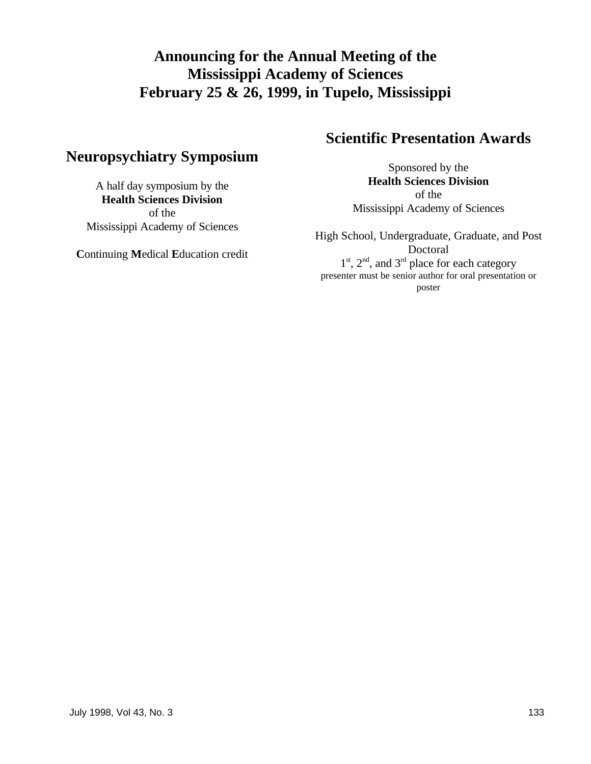# Announcing for the Annual Meeting of the Mississippi Academy of Sciences February 25 & 26, 1999, in Tupelo, Mississippi

## Neuropsychiatry Symposium

A half day symposium by the
**Health Sciences Division**
of the
Mississippi Academy of Sciences

**C**ontinuing **M**edical **E**ducation credit

## Scientific Presentation Awards

Sponsored by the
**Health Sciences Division**
of the
Mississippi Academy of Sciences

High School, Undergraduate, Graduate, and Post Doctoral
1st, 2nd, and 3rd place for each category
presenter must be senior author for oral presentation or poster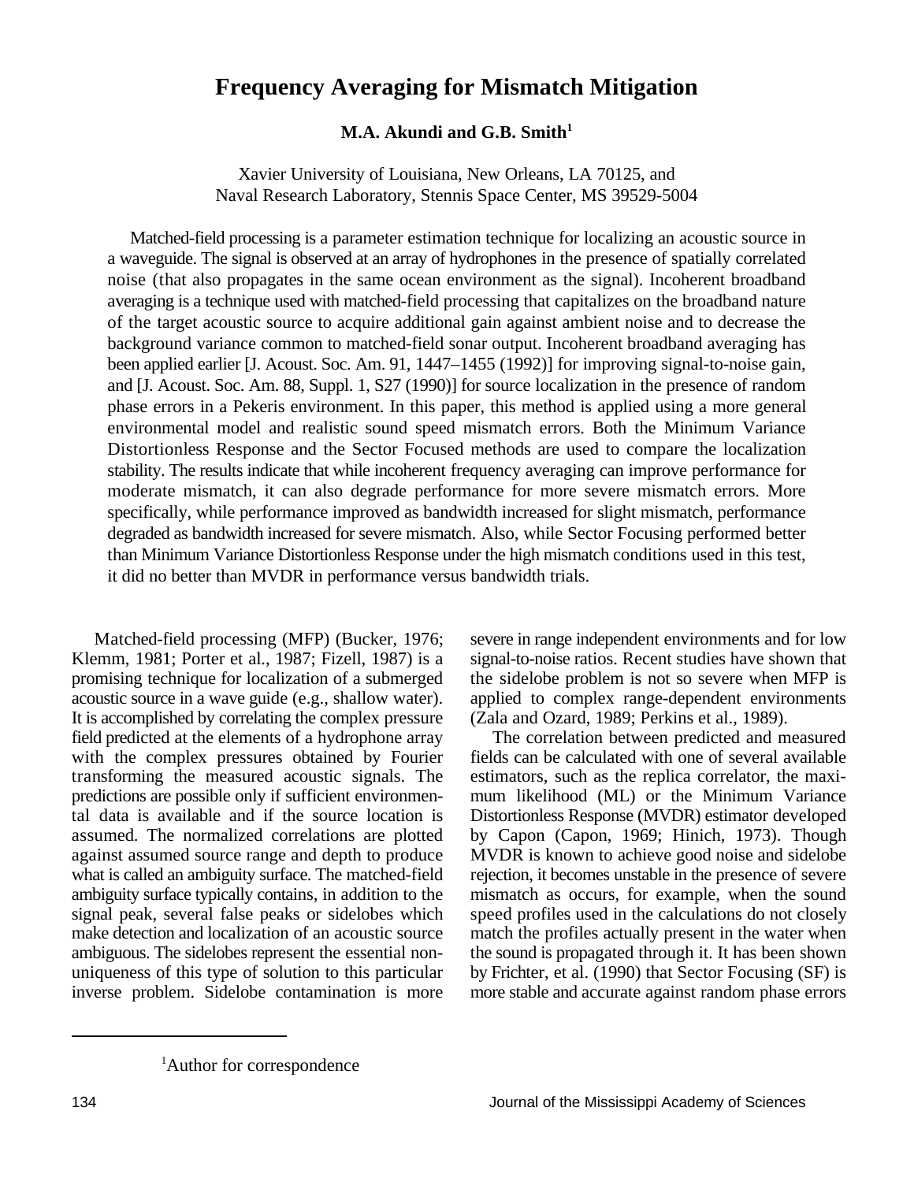# Frequency Averaging for Mismatch Mitigation

**M.A. Akundi and G.B. Smith[1]**

Xavier University of Louisiana, New Orleans, LA 70125, and
Naval Research Laboratory, Stennis Space Center, MS 39529-5004

Matched-field processing is a parameter estimation technique for localizing an acoustic source in a waveguide. The signal is observed at an array of hydrophones in the presence of spatially correlated noise (that also propagates in the same ocean environment as the signal). Incoherent broadband averaging is a technique used with matched-field processing that capitalizes on the broadband nature of the target acoustic source to acquire additional gain against ambient noise and to decrease the background variance common to matched-field sonar output. Incoherent broadband averaging has been applied earlier [J. Acoust. Soc. Am. 91, 1447–1455 (1992)] for improving signal-to-noise gain, and [J. Acoust. Soc. Am. 88, Suppl. 1, S27 (1990)] for source localization in the presence of random phase errors in a Pekeris environment. In this paper, this method is applied using a more general environmental model and realistic sound speed mismatch errors. Both the Minimum Variance Distortionless Response and the Sector Focused methods are used to compare the localization stability. The results indicate that while incoherent frequency averaging can improve performance for moderate mismatch, it can also degrade performance for more severe mismatch errors. More specifically, while performance improved as bandwidth increased for slight mismatch, performance degraded as bandwidth increased for severe mismatch. Also, while Sector Focusing performed better than Minimum Variance Distortionless Response under the high mismatch conditions used in this test, it did no better than MVDR in performance versus bandwidth trials.

Matched-field processing (MFP) (Bucker, 1976; Klemm, 1981; Porter et al., 1987; Fizell, 1987) is a promising technique for localization of a submerged acoustic source in a wave guide (e.g., shallow water). It is accomplished by correlating the complex pressure field predicted at the elements of a hydrophone array with the complex pressures obtained by Fourier transforming the measured acoustic signals. The predictions are possible only if sufficient environmental data is available and if the source location is assumed. The normalized correlations are plotted against assumed source range and depth to produce what is called an ambiguity surface. The matched-field ambiguity surface typically contains, in addition to the signal peak, several false peaks or sidelobes which make detection and localization of an acoustic source ambiguous. The sidelobes represent the essential non-uniqueness of this type of solution to this particular inverse problem. Sidelobe contamination is more severe in range independent environments and for low signal-to-noise ratios. Recent studies have shown that the sidelobe problem is not so severe when MFP is applied to complex range-dependent environments (Zala and Ozard, 1989; Perkins et al., 1989).

The correlation between predicted and measured fields can be calculated with one of several available estimators, such as the replica correlator, the maximum likelihood (ML) or the Minimum Variance Distortionless Response (MVDR) estimator developed by Capon (Capon, 1969; Hinich, 1973). Though MVDR is known to achieve good noise and sidelobe rejection, it becomes unstable in the presence of severe mismatch as occurs, for example, when the sound speed profiles used in the calculations do not closely match the profiles actually present in the water when the sound is propagated through it. It has been shown by Frichter, et al. (1990) that Sector Focusing (SF) is more stable and accurate against random phase errors

[1]Author for correspondence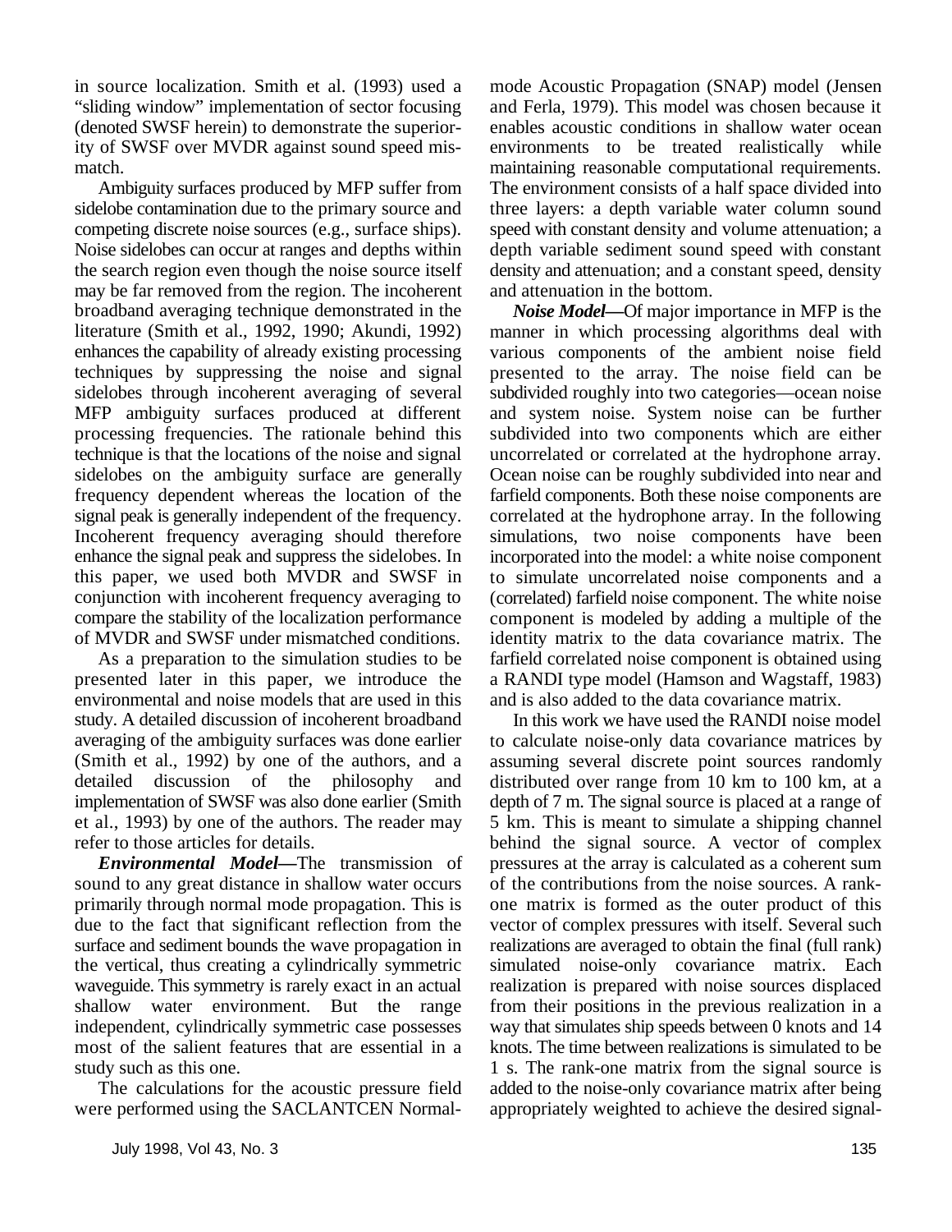in source localization. Smith et al. (1993) used a "sliding window" implementation of sector focusing (denoted SWSF herein) to demonstrate the superiority of SWSF over MVDR against sound speed mismatch.

Ambiguity surfaces produced by MFP suffer from sidelobe contamination due to the primary source and competing discrete noise sources (e.g., surface ships). Noise sidelobes can occur at ranges and depths within the search region even though the noise source itself may be far removed from the region. The incoherent broadband averaging technique demonstrated in the literature (Smith et al., 1992, 1990; Akundi, 1992) enhances the capability of already existing processing techniques by suppressing the noise and signal sidelobes through incoherent averaging of several MFP ambiguity surfaces produced at different processing frequencies. The rationale behind this technique is that the locations of the noise and signal sidelobes on the ambiguity surface are generally frequency dependent whereas the location of the signal peak is generally independent of the frequency. Incoherent frequency averaging should therefore enhance the signal peak and suppress the sidelobes. In this paper, we used both MVDR and SWSF in conjunction with incoherent frequency averaging to compare the stability of the localization performance of MVDR and SWSF under mismatched conditions.

As a preparation to the simulation studies to be presented later in this paper, we introduce the environmental and noise models that are used in this study. A detailed discussion of incoherent broadband averaging of the ambiguity surfaces was done earlier (Smith et al., 1992) by one of the authors, and a detailed discussion of the philosophy and implementation of SWSF was also done earlier (Smith et al., 1993) by one of the authors. The reader may refer to those articles for details.

***Environmental Model***—The transmission of sound to any great distance in shallow water occurs primarily through normal mode propagation. This is due to the fact that significant reflection from the surface and sediment bounds the wave propagation in the vertical, thus creating a cylindrically symmetric waveguide. This symmetry is rarely exact in an actual shallow water environment. But the range independent, cylindrically symmetric case possesses most of the salient features that are essential in a study such as this one.

The calculations for the acoustic pressure field were performed using the SACLANTCEN Normal-mode Acoustic Propagation (SNAP) model (Jensen and Ferla, 1979). This model was chosen because it enables acoustic conditions in shallow water ocean environments to be treated realistically while maintaining reasonable computational requirements. The environment consists of a half space divided into three layers: a depth variable water column sound speed with constant density and volume attenuation; a depth variable sediment sound speed with constant density and attenuation; and a constant speed, density and attenuation in the bottom.

***Noise Model***—Of major importance in MFP is the manner in which processing algorithms deal with various components of the ambient noise field presented to the array. The noise field can be subdivided roughly into two categories—ocean noise and system noise. System noise can be further subdivided into two components which are either uncorrelated or correlated at the hydrophone array. Ocean noise can be roughly subdivided into near and farfield components. Both these noise components are correlated at the hydrophone array. In the following simulations, two noise components have been incorporated into the model: a white noise component to simulate uncorrelated noise components and a (correlated) farfield noise component. The white noise component is modeled by adding a multiple of the identity matrix to the data covariance matrix. The farfield correlated noise component is obtained using a RANDI type model (Hamson and Wagstaff, 1983) and is also added to the data covariance matrix.

In this work we have used the RANDI noise model to calculate noise-only data covariance matrices by assuming several discrete point sources randomly distributed over range from 10 km to 100 km, at a depth of 7 m. The signal source is placed at a range of 5 km. This is meant to simulate a shipping channel behind the signal source. A vector of complex pressures at the array is calculated as a coherent sum of the contributions from the noise sources. A rank-one matrix is formed as the outer product of this vector of complex pressures with itself. Several such realizations are averaged to obtain the final (full rank) simulated noise-only covariance matrix. Each realization is prepared with noise sources displaced from their positions in the previous realization in a way that simulates ship speeds between 0 knots and 14 knots. The time between realizations is simulated to be 1 s. The rank-one matrix from the signal source is added to the noise-only covariance matrix after being appropriately weighted to achieve the desired signal-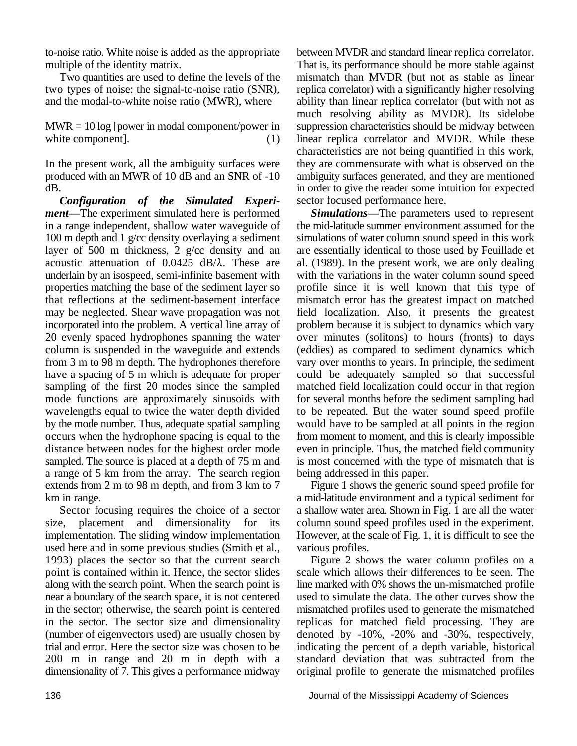to-noise ratio. White noise is added as the appropriate multiple of the identity matrix.

Two quantities are used to define the levels of the two types of noise: the signal-to-noise ratio (SNR), and the modal-to-white noise ratio (MWR), where

MWR = 10 log [power in modal component/power in white component]. (1)

In the present work, all the ambiguity surfaces were produced with an MWR of 10 dB and an SNR of -10 dB.

***Configuration of the Simulated Experiment***—The experiment simulated here is performed in a range independent, shallow water waveguide of 100 m depth and 1 g/cc density overlaying a sediment layer of 500 m thickness, 2 g/cc density and an acoustic attenuation of 0.0425 dB/$\lambda$. These are underlain by an isospeed, semi-infinite basement with properties matching the base of the sediment layer so that reflections at the sediment-basement interface may be neglected. Shear wave propagation was not incorporated into the problem. A vertical line array of 20 evenly spaced hydrophones spanning the water column is suspended in the waveguide and extends from 3 m to 98 m depth. The hydrophones therefore have a spacing of 5 m which is adequate for proper sampling of the first 20 modes since the sampled mode functions are approximately sinusoids with wavelengths equal to twice the water depth divided by the mode number. Thus, adequate spatial sampling occurs when the hydrophone spacing is equal to the distance between nodes for the highest order mode sampled. The source is placed at a depth of 75 m and a range of 5 km from the array. The search region extends from 2 m to 98 m depth, and from 3 km to 7 km in range.

Sector focusing requires the choice of a sector size, placement and dimensionality for its implementation. The sliding window implementation used here and in some previous studies (Smith et al., 1993) places the sector so that the current search point is contained within it. Hence, the sector slides along with the search point. When the search point is near a boundary of the search space, it is not centered in the sector; otherwise, the search point is centered in the sector. The sector size and dimensionality (number of eigenvectors used) are usually chosen by trial and error. Here the sector size was chosen to be 200 m in range and 20 m in depth with a dimensionality of 7. This gives a performance midway between MVDR and standard linear replica correlator. That is, its performance should be more stable against mismatch than MVDR (but not as stable as linear replica correlator) with a significantly higher resolving ability than linear replica correlator (but with not as much resolving ability as MVDR). Its sidelobe suppression characteristics should be midway between linear replica correlator and MVDR. While these characteristics are not being quantified in this work, they are commensurate with what is observed on the ambiguity surfaces generated, and they are mentioned in order to give the reader some intuition for expected sector focused performance here.

***Simulations***—The parameters used to represent the mid-latitude summer environment assumed for the simulations of water column sound speed in this work are essentially identical to those used by Feuillade et al. (1989). In the present work, we are only dealing with the variations in the water column sound speed profile since it is well known that this type of mismatch error has the greatest impact on matched field localization. Also, it presents the greatest problem because it is subject to dynamics which vary over minutes (solitons) to hours (fronts) to days (eddies) as compared to sediment dynamics which vary over months to years. In principle, the sediment could be adequately sampled so that successful matched field localization could occur in that region for several months before the sediment sampling had to be repeated. But the water sound speed profile would have to be sampled at all points in the region from moment to moment, and this is clearly impossible even in principle. Thus, the matched field community is most concerned with the type of mismatch that is being addressed in this paper.

Figure 1 shows the generic sound speed profile for a mid-latitude environment and a typical sediment for a shallow water area. Shown in Fig. 1 are all the water column sound speed profiles used in the experiment. However, at the scale of Fig. 1, it is difficult to see the various profiles.

Figure 2 shows the water column profiles on a scale which allows their differences to be seen. The line marked with 0% shows the un-mismatched profile used to simulate the data. The other curves show the mismatched profiles used to generate the mismatched replicas for matched field processing. They are denoted by -10%, -20% and -30%, respectively, indicating the percent of a depth variable, historical standard deviation that was subtracted from the original profile to generate the mismatched profiles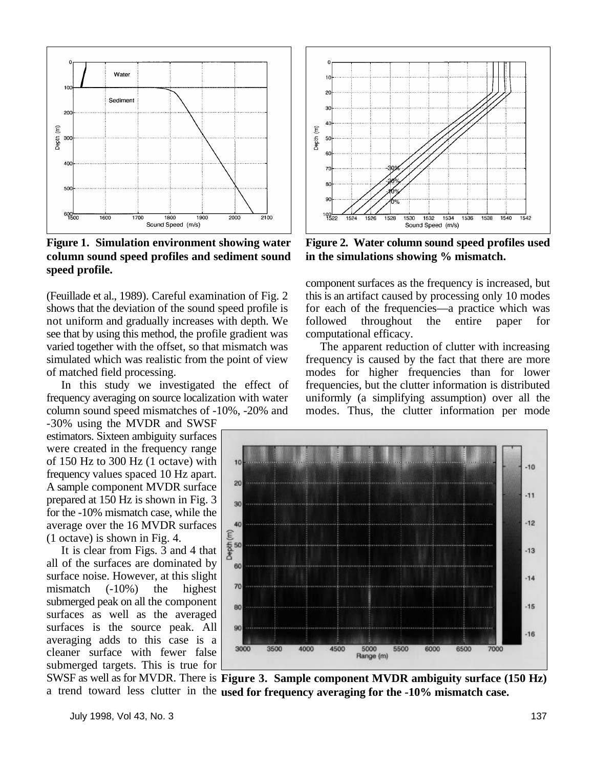Figure 1. Simulation environment showing water column sound speed profiles and sediment sound speed profile.

Figure 2. Water column sound speed profiles used in the simulations showing % mismatch.

(Feuillade et al., 1989). Careful examination of Fig. 2 shows that the deviation of the sound speed profile is not uniform and gradually increases with depth. We see that by using this method, the profile gradient was varied together with the offset, so that mismatch was simulated which was realistic from the point of view of matched field processing.

In this study we investigated the effect of frequency averaging on source localization with water column sound speed mismatches of -10%, -20% and -30% using the MVDR and SWSF estimators. Sixteen ambiguity surfaces were created in the frequency range of 150 Hz to 300 Hz (1 octave) with frequency values spaced 10 Hz apart. A sample component MVDR surface prepared at 150 Hz is shown in Fig. 3 for the -10% mismatch case, while the average over the 16 MVDR surfaces (1 octave) is shown in Fig. 4.

It is clear from Figs. 3 and 4 that all of the surfaces are dominated by surface noise. However, at this slight mismatch (-10%) the highest submerged peak on all the component surfaces as well as the averaged surfaces is the source peak. All averaging adds to this case is a cleaner surface with fewer false submerged targets. This is true for SWSF as well as for MVDR. There is a trend toward less clutter in the component surfaces as the frequency is increased, but this is an artifact caused by processing only 10 modes for each of the frequencies—a practice which was followed throughout the entire paper for computational efficacy.

The apparent reduction of clutter with increasing frequency is caused by the fact that there are more modes for higher frequencies than for lower frequencies, but the clutter information is distributed uniformly (a simplifying assumption) over all the modes. Thus, the clutter information per mode

Figure 3. Sample component MVDR ambiguity surface (150 Hz) used for frequency averaging for the -10% mismatch case.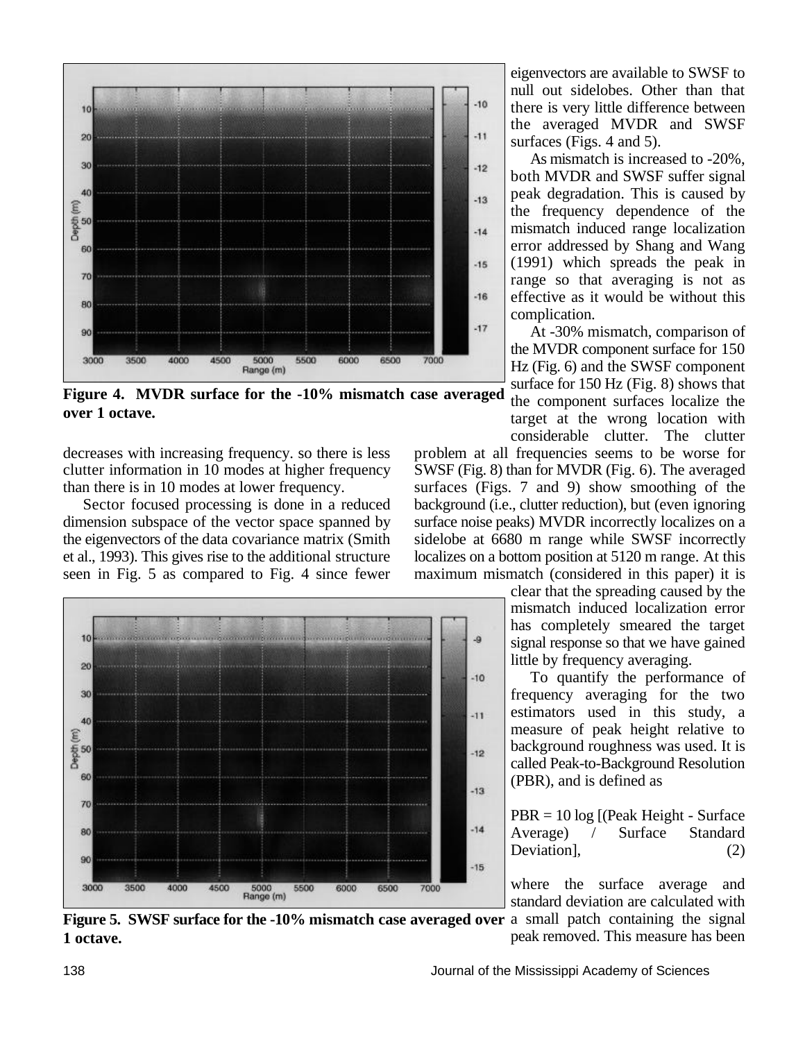eigenvectors are available to SWSF to null out sidelobes. Other than that there is very little difference between the averaged MVDR and SWSF surfaces (Figs. 4 and 5).

**Figure 4. MVDR surface for the -10% mismatch case averaged over 1 octave.**

decreases with increasing frequency. so there is less clutter information in 10 modes at higher frequency than there is in 10 modes at lower frequency.

Sector focused processing is done in a reduced dimension subspace of the vector space spanned by the eigenvectors of the data covariance matrix (Smith et al., 1993). This gives rise to the additional structure seen in Fig. 5 as compared to Fig. 4 since fewer eigenvectors are available to SWSF to null out sidelobes. Other than that there is very little difference between the averaged MVDR and SWSF surfaces (Figs. 4 and 5).

As mismatch is increased to -20%, both MVDR and SWSF suffer signal peak degradation. This is caused by the frequency dependence of the mismatch induced range localization error addressed by Shang and Wang (1991) which spreads the peak in range so that averaging is not as effective as it would be without this complication.

At -30% mismatch, comparison of the MVDR component surface for 150 Hz (Fig. 6) and the SWSF component surface for 150 Hz (Fig. 8) shows that the component surfaces localize the target at the wrong location with considerable clutter. The clutter problem at all frequencies seems to be worse for SWSF (Fig. 8) than for MVDR (Fig. 6). The averaged surfaces (Figs. 7 and 9) show smoothing of the background (i.e., clutter reduction), but (even ignoring surface noise peaks) MVDR incorrectly localizes on a sidelobe at 6680 m range while SWSF incorrectly localizes on a bottom position at 5120 m range. At this maximum mismatch (considered in this paper) it is clear that the spreading caused by the mismatch induced localization error has completely smeared the target signal response so that we have gained little by frequency averaging.

**Figure 5. SWSF surface for the -10% mismatch case averaged over 1 octave.**

To quantify the performance of frequency averaging for the two estimators used in this study, a measure of peak height relative to background roughness was used. It is called Peak-to-Background Resolution (PBR), and is defined as

$$\text{PBR} = 10 \log [(\text{Peak Height} - \text{Surface Average}) / \text{Surface Standard Deviation}], \qquad (2)$$

where the surface average and standard deviation are calculated with a small patch containing the signal peak removed. This measure has been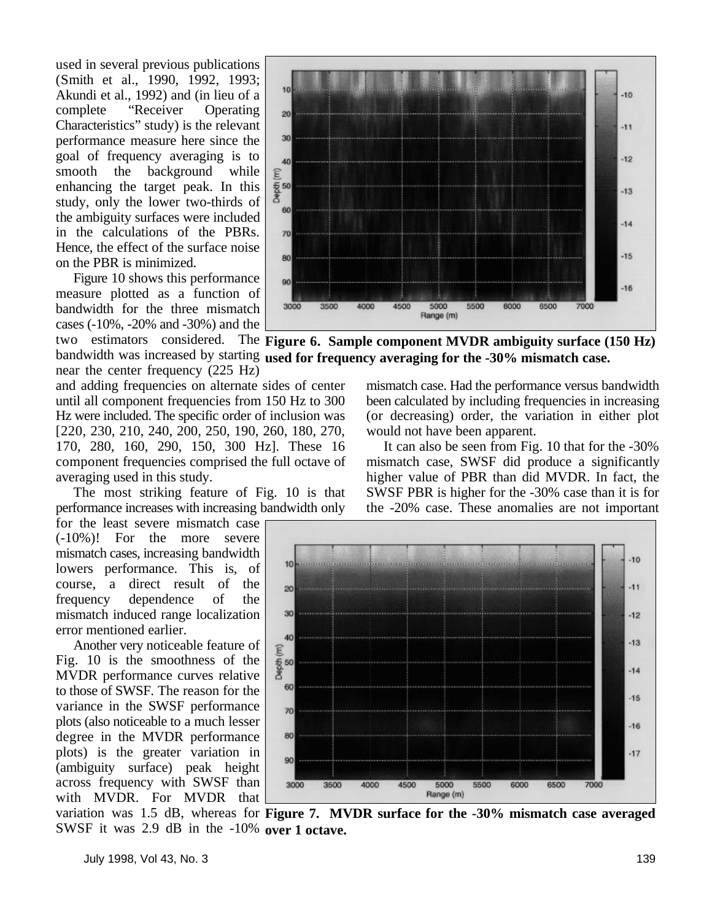used in several previous publications (Smith et al., 1990, 1992, 1993; Akundi et al., 1992) and (in lieu of a complete "Receiver Operating Characteristics" study) is the relevant performance measure here since the goal of frequency averaging is to smooth the background while enhancing the target peak. In this study, only the lower two-thirds of the ambiguity surfaces were included in the calculations of the PBRs. Hence, the effect of the surface noise on the PBR is minimized.

Figure 10 shows this performance measure plotted as a function of bandwidth for the three mismatch cases (-10%, -20% and -30%) and the two estimators considered. The bandwidth was increased by starting near the center frequency (225 Hz) and adding frequencies on alternate sides of center until all component frequencies from 150 Hz to 300 Hz were included. The specific order of inclusion was [220, 230, 210, 240, 200, 250, 190, 260, 180, 270, 170, 280, 160, 290, 150, 300 Hz]. These 16 component frequencies comprised the full octave of averaging used in this study.

The most striking feature of Fig. 10 is that performance increases with increasing bandwidth only for the least severe mismatch case (-10%)! For the more severe mismatch cases, increasing bandwidth lowers performance. This is, of course, a direct result of the frequency dependence of the mismatch induced range localization error mentioned earlier.

Another very noticeable feature of Fig. 10 is the smoothness of the MVDR performance curves relative to those of SWSF. The reason for the variance in the SWSF performance plots (also noticeable to a much lesser degree in the MVDR performance plots) is the greater variation in (ambiguity surface) peak height across frequency with SWSF than with MVDR. For MVDR that variation was 1.5 dB, whereas for SWSF it was 2.9 dB in the -10% mismatch case. Had the performance versus bandwidth been calculated by including frequencies in increasing (or decreasing) order, the variation in either plot would not have been apparent.

It can also be seen from Fig. 10 that for the -30% mismatch case, SWSF did produce a significantly higher value of PBR than did MVDR. In fact, the SWSF PBR is higher for the -30% case than it is for the -20% case. These anomalies are not important

**Figure 6. Sample component MVDR ambiguity surface (150 Hz) used for frequency averaging for the -30% mismatch case.**

**Figure 7. MVDR surface for the -30% mismatch case averaged over 1 octave.**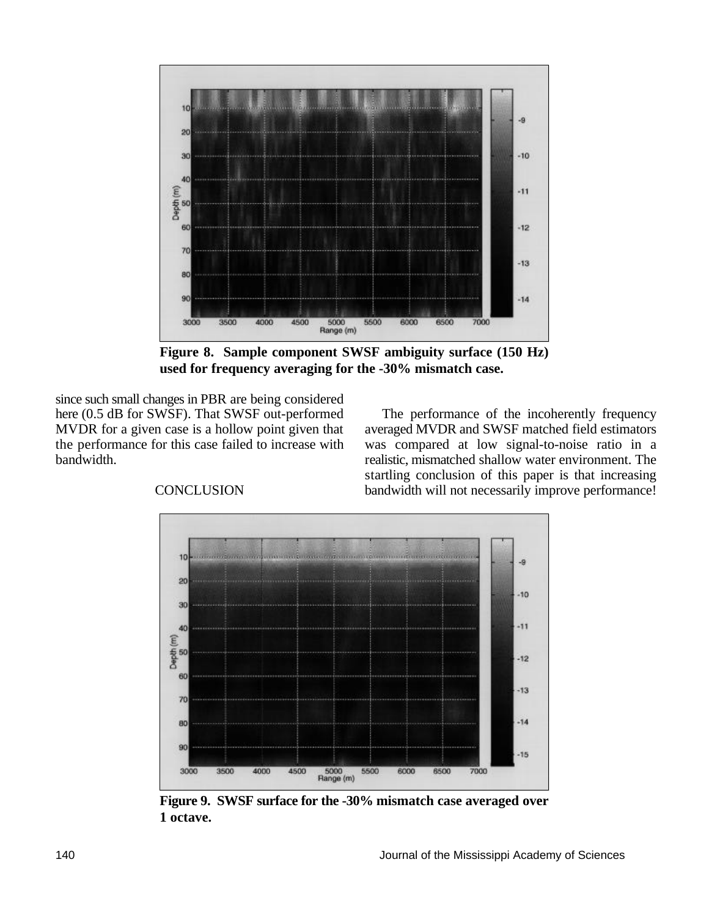Figure 8. Sample component SWSF ambiguity surface (150 Hz) used for frequency averaging for the -30% mismatch case.

since such small changes in PBR are being considered here (0.5 dB for SWSF). That SWSF out-performed MVDR for a given case is a hollow point given that the performance for this case failed to increase with bandwidth.

## CONCLUSION

The performance of the incoherently frequency averaged MVDR and SWSF matched field estimators was compared at low signal-to-noise ratio in a realistic, mismatched shallow water environment. The startling conclusion of this paper is that increasing bandwidth will not necessarily improve performance!

Figure 9. SWSF surface for the -30% mismatch case averaged over 1 octave.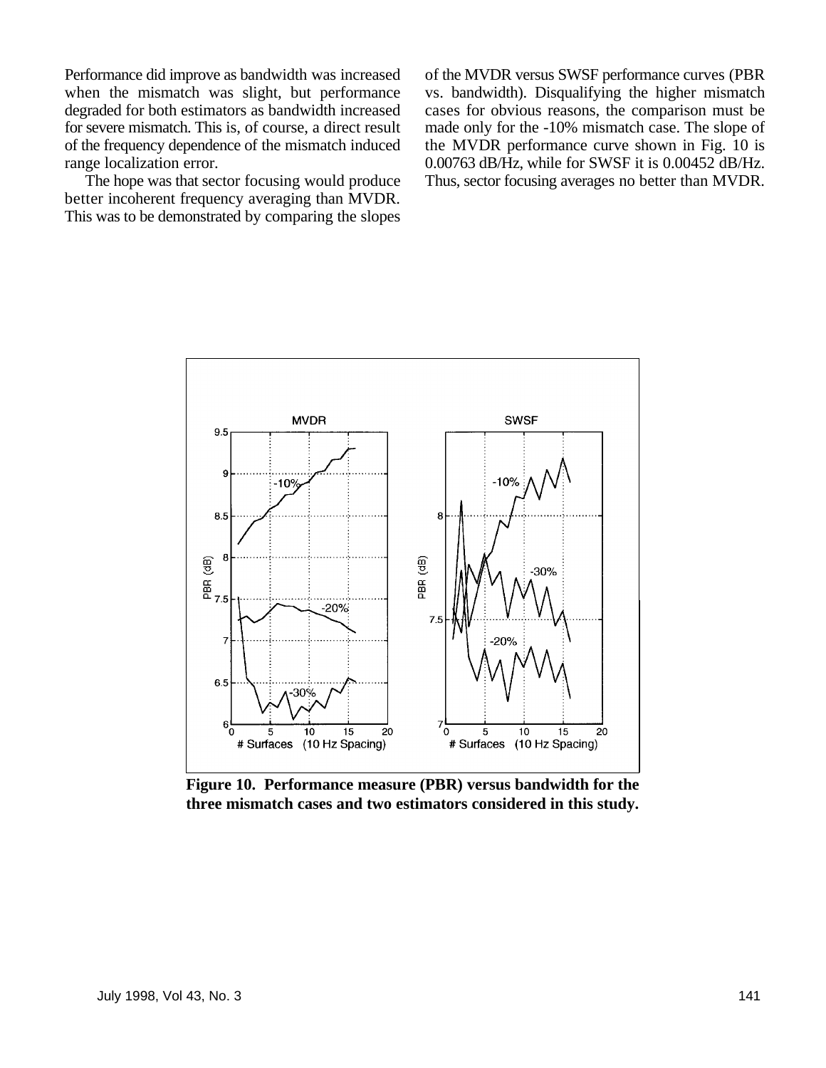Performance did improve as bandwidth was increased when the mismatch was slight, but performance degraded for both estimators as bandwidth increased for severe mismatch. This is, of course, a direct result of the frequency dependence of the mismatch induced range localization error.

The hope was that sector focusing would produce better incoherent frequency averaging than MVDR. This was to be demonstrated by comparing the slopes of the MVDR versus SWSF performance curves (PBR vs. bandwidth). Disqualifying the higher mismatch cases for obvious reasons, the comparison must be made only for the -10% mismatch case. The slope of the MVDR performance curve shown in Fig. 10 is 0.00763 dB/Hz, while for SWSF it is 0.00452 dB/Hz. Thus, sector focusing averages no better than MVDR.

**Figure 10. Performance measure (PBR) versus bandwidth for the three mismatch cases and two estimators considered in this study.**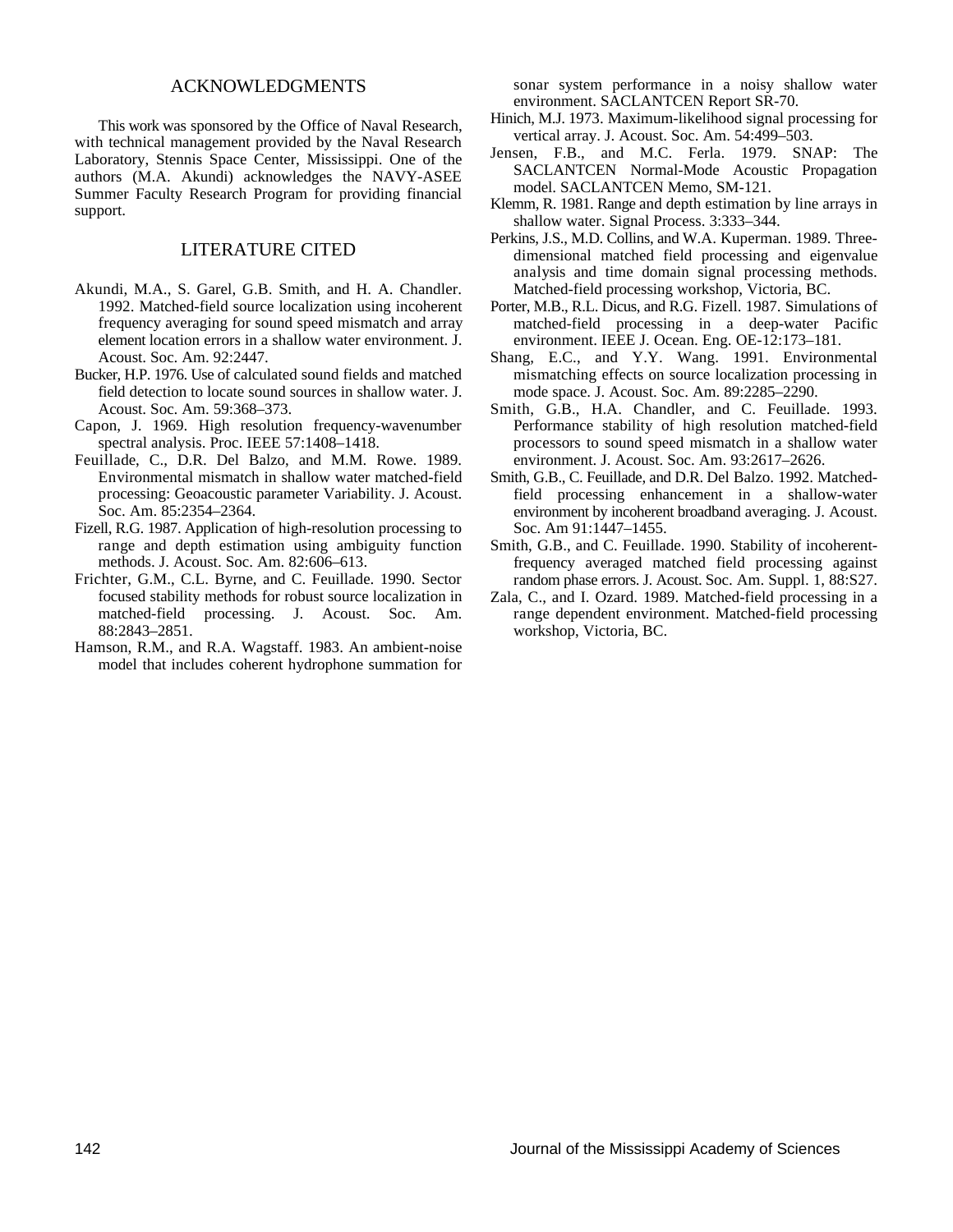## ACKNOWLEDGMENTS

This work was sponsored by the Office of Naval Research, with technical management provided by the Naval Research Laboratory, Stennis Space Center, Mississippi. One of the authors (M.A. Akundi) acknowledges the NAVY-ASEE Summer Faculty Research Program for providing financial support.

## LITERATURE CITED

Akundi, M.A., S. Garel, G.B. Smith, and H. A. Chandler. 1992. Matched-field source localization using incoherent frequency averaging for sound speed mismatch and array element location errors in a shallow water environment. J. Acoust. Soc. Am. 92:2447.

Bucker, H.P. 1976. Use of calculated sound fields and matched field detection to locate sound sources in shallow water. J. Acoust. Soc. Am. 59:368–373.

Capon, J. 1969. High resolution frequency-wavenumber spectral analysis. Proc. IEEE 57:1408–1418.

Feuillade, C., D.R. Del Balzo, and M.M. Rowe. 1989. Environmental mismatch in shallow water matched-field processing: Geoacoustic parameter Variability. J. Acoust. Soc. Am. 85:2354–2364.

Fizell, R.G. 1987. Application of high-resolution processing to range and depth estimation using ambiguity function methods. J. Acoust. Soc. Am. 82:606–613.

Frichter, G.M., C.L. Byrne, and C. Feuillade. 1990. Sector focused stability methods for robust source localization in matched-field processing. J. Acoust. Soc. Am. 88:2843–2851.

Hamson, R.M., and R.A. Wagstaff. 1983. An ambient-noise model that includes coherent hydrophone summation for sonar system performance in a noisy shallow water environment. SACLANTCEN Report SR-70.

Hinich, M.J. 1973. Maximum-likelihood signal processing for vertical array. J. Acoust. Soc. Am. 54:499–503.

Jensen, F.B., and M.C. Ferla. 1979. SNAP: The SACLANTCEN Normal-Mode Acoustic Propagation model. SACLANTCEN Memo, SM-121.

Klemm, R. 1981. Range and depth estimation by line arrays in shallow water. Signal Process. 3:333–344.

Perkins, J.S., M.D. Collins, and W.A. Kuperman. 1989. Three-dimensional matched field processing and eigenvalue analysis and time domain signal processing methods. Matched-field processing workshop, Victoria, BC.

Porter, M.B., R.L. Dicus, and R.G. Fizell. 1987. Simulations of matched-field processing in a deep-water Pacific environment. IEEE J. Ocean. Eng. OE-12:173–181.

Shang, E.C., and Y.Y. Wang. 1991. Environmental mismatching effects on source localization processing in mode space. J. Acoust. Soc. Am. 89:2285–2290.

Smith, G.B., H.A. Chandler, and C. Feuillade. 1993. Performance stability of high resolution matched-field processors to sound speed mismatch in a shallow water environment. J. Acoust. Soc. Am. 93:2617–2626.

Smith, G.B., C. Feuillade, and D.R. Del Balzo. 1992. Matched-field processing enhancement in a shallow-water environment by incoherent broadband averaging. J. Acoust. Soc. Am 91:1447–1455.

Smith, G.B., and C. Feuillade. 1990. Stability of incoherent-frequency averaged matched field processing against random phase errors. J. Acoust. Soc. Am. Suppl. 1, 88:S27.

Zala, C., and I. Ozard. 1989. Matched-field processing in a range dependent environment. Matched-field processing workshop, Victoria, BC.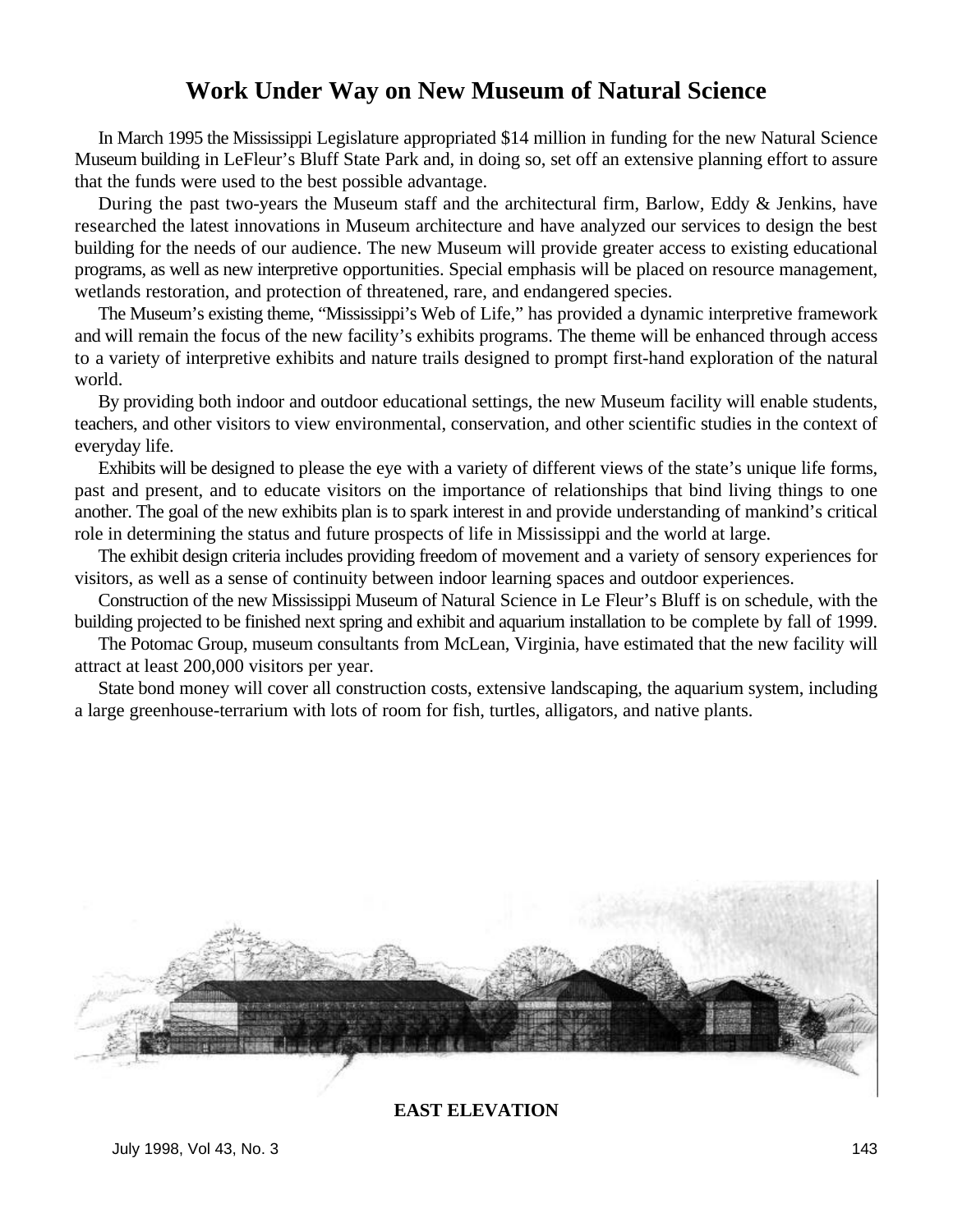# Work Under Way on New Museum of Natural Science

In March 1995 the Mississippi Legislature appropriated $14 million in funding for the new Natural Science Museum building in LeFleur's Bluff State Park and, in doing so, set off an extensive planning effort to assure that the funds were used to the best possible advantage.

During the past two-years the Museum staff and the architectural firm, Barlow, Eddy & Jenkins, have researched the latest innovations in Museum architecture and have analyzed our services to design the best building for the needs of our audience. The new Museum will provide greater access to existing educational programs, as well as new interpretive opportunities. Special emphasis will be placed on resource management, wetlands restoration, and protection of threatened, rare, and endangered species.

The Museum's existing theme, "Mississippi's Web of Life," has provided a dynamic interpretive framework and will remain the focus of the new facility's exhibits programs. The theme will be enhanced through access to a variety of interpretive exhibits and nature trails designed to prompt first-hand exploration of the natural world.

By providing both indoor and outdoor educational settings, the new Museum facility will enable students, teachers, and other visitors to view environmental, conservation, and other scientific studies in the context of everyday life.

Exhibits will be designed to please the eye with a variety of different views of the state's unique life forms, past and present, and to educate visitors on the importance of relationships that bind living things to one another. The goal of the new exhibits plan is to spark interest in and provide understanding of mankind's critical role in determining the status and future prospects of life in Mississippi and the world at large.

The exhibit design criteria includes providing freedom of movement and a variety of sensory experiences for visitors, as well as a sense of continuity between indoor learning spaces and outdoor experiences.

Construction of the new Mississippi Museum of Natural Science in Le Fleur's Bluff is on schedule, with the building projected to be finished next spring and exhibit and aquarium installation to be complete by fall of 1999.

The Potomac Group, museum consultants from McLean, Virginia, have estimated that the new facility will attract at least 200,000 visitors per year.

State bond money will cover all construction costs, extensive landscaping, the aquarium system, including a large greenhouse-terrarium with lots of room for fish, turtles, alligators, and native plants.

**EAST ELEVATION**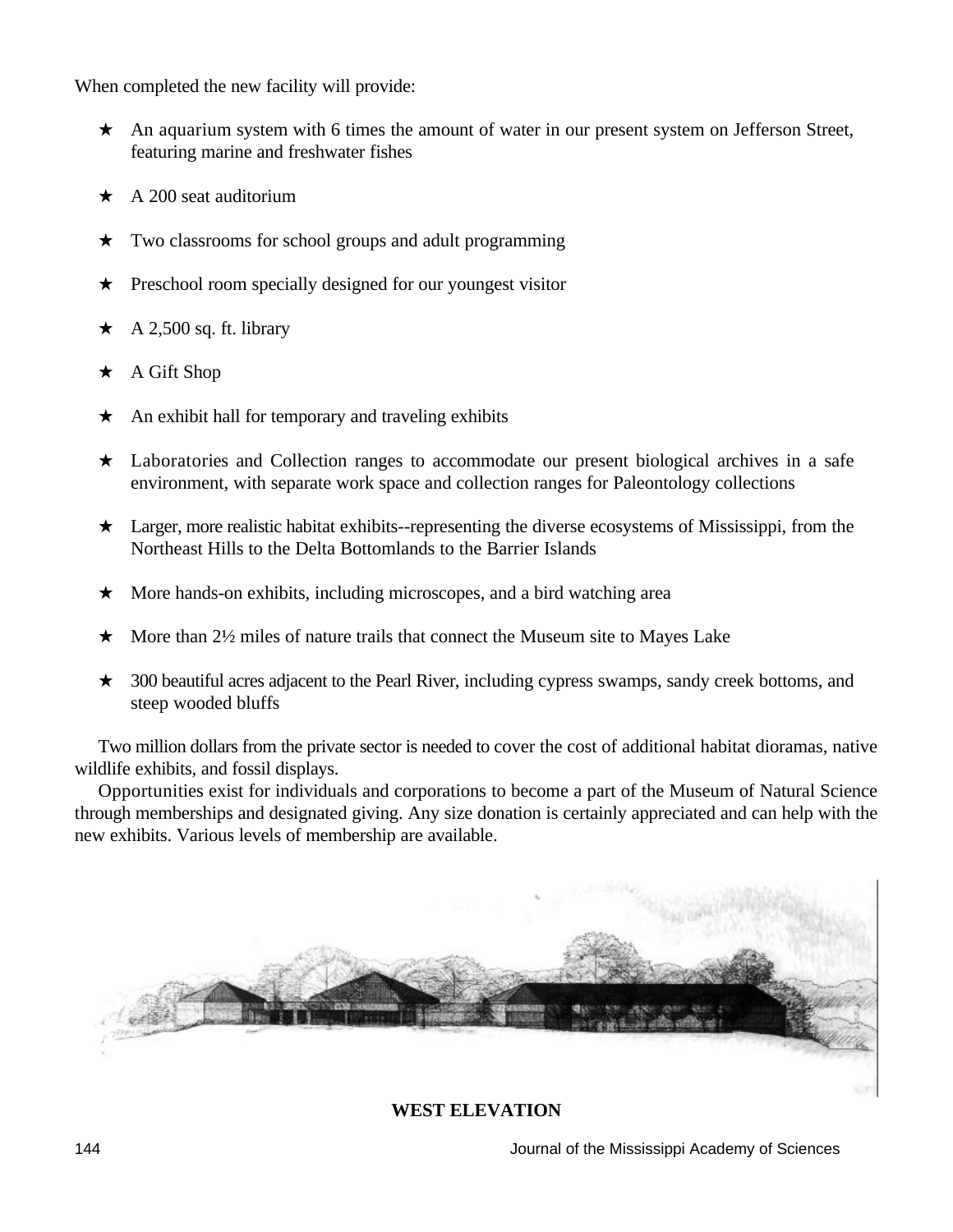When completed the new facility will provide:

- ★ An aquarium system with 6 times the amount of water in our present system on Jefferson Street, featuring marine and freshwater fishes
- ★ A 200 seat auditorium
- ★ Two classrooms for school groups and adult programming
- ★ Preschool room specially designed for our youngest visitor
- ★ A 2,500 sq. ft. library
- ★ A Gift Shop
- ★ An exhibit hall for temporary and traveling exhibits
- ★ Laboratories and Collection ranges to accommodate our present biological archives in a safe environment, with separate work space and collection ranges for Paleontology collections
- ★ Larger, more realistic habitat exhibits--representing the diverse ecosystems of Mississippi, from the Northeast Hills to the Delta Bottomlands to the Barrier Islands
- ★ More hands-on exhibits, including microscopes, and a bird watching area
- ★ More than 2½ miles of nature trails that connect the Museum site to Mayes Lake
- ★ 300 beautiful acres adjacent to the Pearl River, including cypress swamps, sandy creek bottoms, and steep wooded bluffs

Two million dollars from the private sector is needed to cover the cost of additional habitat dioramas, native wildlife exhibits, and fossil displays.

Opportunities exist for individuals and corporations to become a part of the Museum of Natural Science through memberships and designated giving. Any size donation is certainly appreciated and can help with the new exhibits. Various levels of membership are available.

**WEST ELEVATION**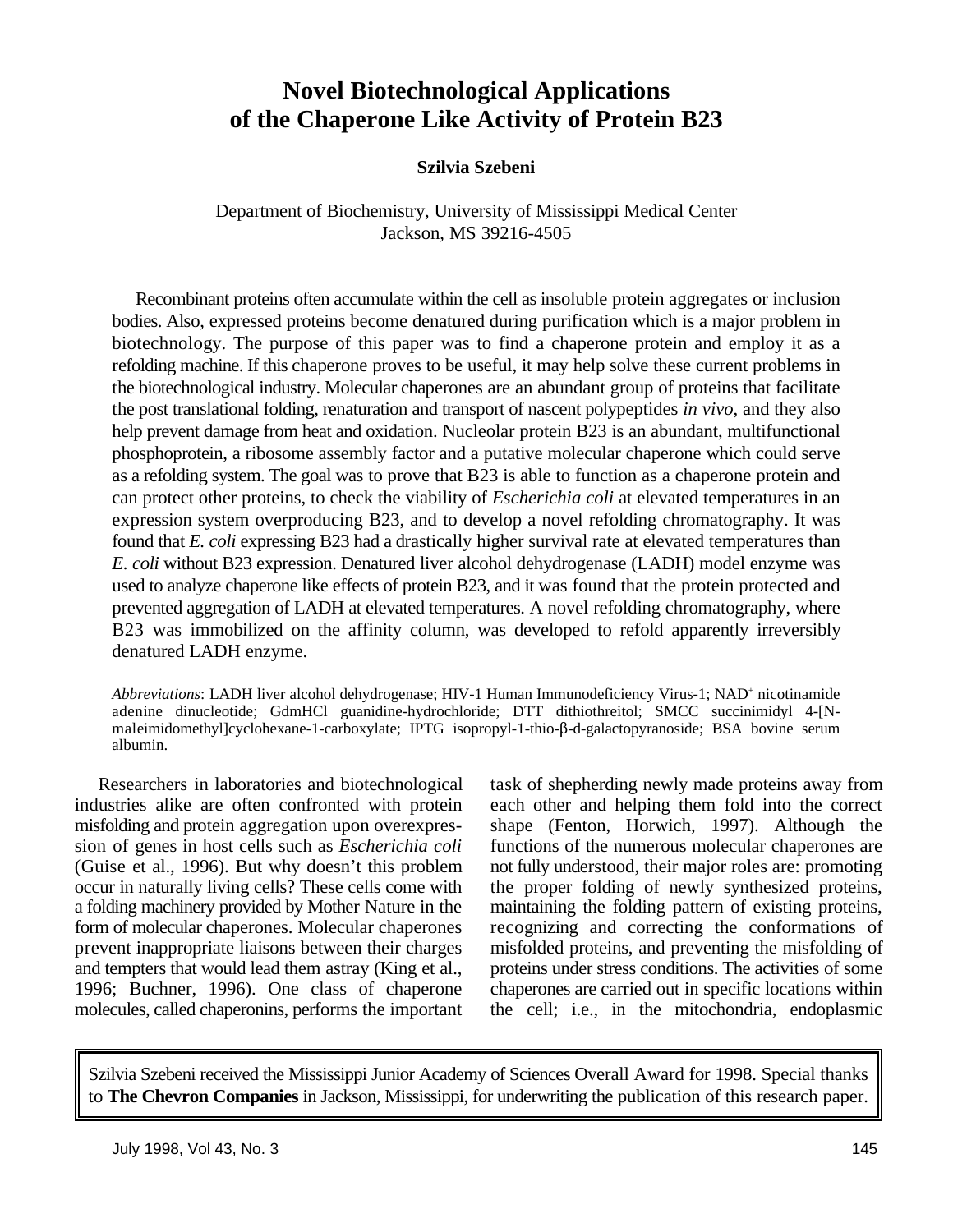# Novel Biotechnological Applications of the Chaperone Like Activity of Protein B23

**Szilvia Szebeni**

Department of Biochemistry, University of Mississippi Medical Center
Jackson, MS 39216-4505

Recombinant proteins often accumulate within the cell as insoluble protein aggregates or inclusion bodies. Also, expressed proteins become denatured during purification which is a major problem in biotechnology. The purpose of this paper was to find a chaperone protein and employ it as a refolding machine. If this chaperone proves to be useful, it may help solve these current problems in the biotechnological industry. Molecular chaperones are an abundant group of proteins that facilitate the post translational folding, renaturation and transport of nascent polypeptides *in vivo*, and they also help prevent damage from heat and oxidation. Nucleolar protein B23 is an abundant, multifunctional phosphoprotein, a ribosome assembly factor and a putative molecular chaperone which could serve as a refolding system. The goal was to prove that B23 is able to function as a chaperone protein and can protect other proteins, to check the viability of *Escherichia coli* at elevated temperatures in an expression system overproducing B23, and to develop a novel refolding chromatography. It was found that *E. coli* expressing B23 had a drastically higher survival rate at elevated temperatures than *E. coli* without B23 expression. Denatured liver alcohol dehydrogenase (LADH) model enzyme was used to analyze chaperone like effects of protein B23, and it was found that the protein protected and prevented aggregation of LADH at elevated temperatures. A novel refolding chromatography, where B23 was immobilized on the affinity column, was developed to refold apparently irreversibly denatured LADH enzyme.

*Abbreviations*: LADH liver alcohol dehydrogenase; HIV-1 Human Immunodeficiency Virus-1; $NAD^+$ nicotinamide adenine dinucleotide; GdmHCl guanidine-hydrochloride; DTT dithiothreitol; SMCC succinimidyl 4-[N-maleimidomethyl]cyclohexane-1-carboxylate; IPTG isopropyl-1-thio-β-d-galactopyranoside; BSA bovine serum albumin.

Researchers in laboratories and biotechnological industries alike are often confronted with protein misfolding and protein aggregation upon overexpression of genes in host cells such as *Escherichia coli* (Guise et al., 1996). But why doesn't this problem occur in naturally living cells? These cells come with a folding machinery provided by Mother Nature in the form of molecular chaperones. Molecular chaperones prevent inappropriate liaisons between their charges and tempters that would lead them astray (King et al., 1996; Buchner, 1996). One class of chaperone molecules, called chaperonins, performs the important task of shepherding newly made proteins away from each other and helping them fold into the correct shape (Fenton, Horwich, 1997). Although the functions of the numerous molecular chaperones are not fully understood, their major roles are: promoting the proper folding of newly synthesized proteins, maintaining the folding pattern of existing proteins, recognizing and correcting the conformations of misfolded proteins, and preventing the misfolding of proteins under stress conditions. The activities of some chaperones are carried out in specific locations within the cell; i.e., in the mitochondria, endoplasmic

Szilvia Szebeni received the Mississippi Junior Academy of Sciences Overall Award for 1998. Special thanks to **The Chevron Companies** in Jackson, Mississippi, for underwriting the publication of this research paper.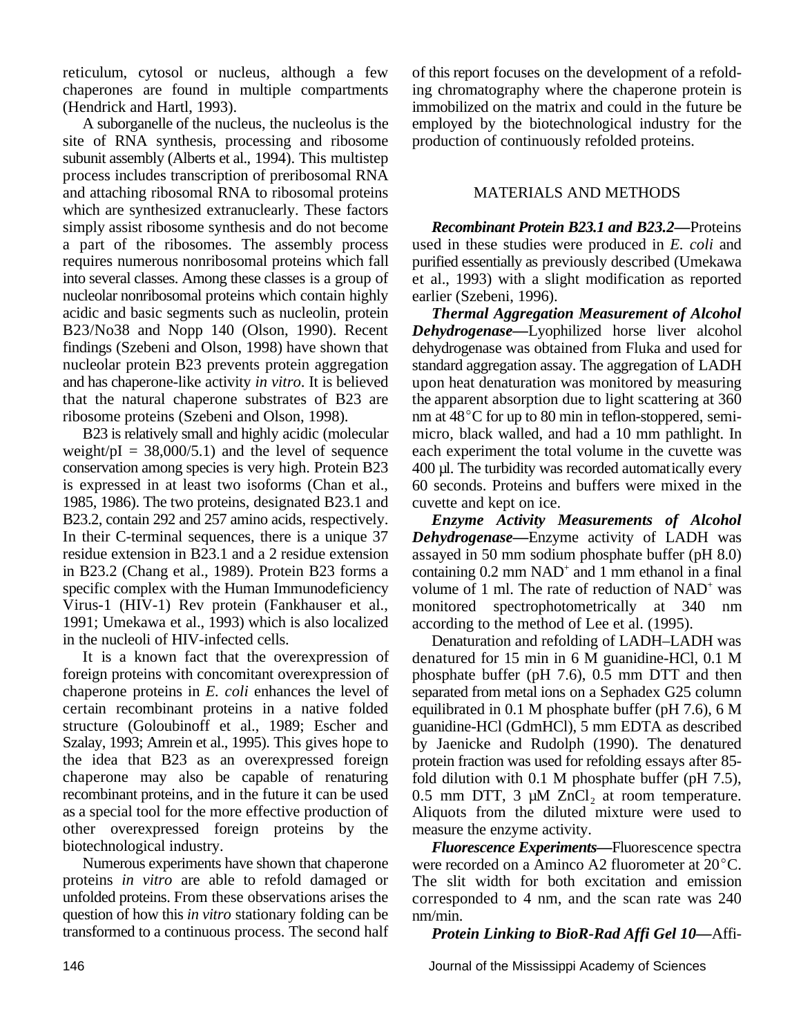reticulum, cytosol or nucleus, although a few chaperones are found in multiple compartments (Hendrick and Hartl, 1993).

A suborganelle of the nucleus, the nucleolus is the site of RNA synthesis, processing and ribosome subunit assembly (Alberts et al., 1994). This multistep process includes transcription of preribosomal RNA and attaching ribosomal RNA to ribosomal proteins which are synthesized extranuclearly. These factors simply assist ribosome synthesis and do not become a part of the ribosomes. The assembly process requires numerous nonribosomal proteins which fall into several classes. Among these classes is a group of nucleolar nonribosomal proteins which contain highly acidic and basic segments such as nucleolin, protein B23/No38 and Nopp 140 (Olson, 1990). Recent findings (Szebeni and Olson, 1998) have shown that nucleolar protein B23 prevents protein aggregation and has chaperone-like activity *in vitro*. It is believed that the natural chaperone substrates of B23 are ribosome proteins (Szebeni and Olson, 1998).

B23 is relatively small and highly acidic (molecular weight/pI = 38,000/5.1) and the level of sequence conservation among species is very high. Protein B23 is expressed in at least two isoforms (Chan et al., 1985, 1986). The two proteins, designated B23.1 and B23.2, contain 292 and 257 amino acids, respectively. In their C-terminal sequences, there is a unique 37 residue extension in B23.1 and a 2 residue extension in B23.2 (Chang et al., 1989). Protein B23 forms a specific complex with the Human Immunodeficiency Virus-1 (HIV-1) Rev protein (Fankhauser et al., 1991; Umekawa et al., 1993) which is also localized in the nucleoli of HIV-infected cells.

It is a known fact that the overexpression of foreign proteins with concomitant overexpression of chaperone proteins in *E. coli* enhances the level of certain recombinant proteins in a native folded structure (Goloubinoff et al., 1989; Escher and Szalay, 1993; Amrein et al., 1995). This gives hope to the idea that B23 as an overexpressed foreign chaperone may also be capable of renaturing recombinant proteins, and in the future it can be used as a special tool for the more effective production of other overexpressed foreign proteins by the biotechnological industry.

Numerous experiments have shown that chaperone proteins *in vitro* are able to refold damaged or unfolded proteins. From these observations arises the question of how this *in vitro* stationary folding can be transformed to a continuous process. The second half of this report focuses on the development of a refolding chromatography where the chaperone protein is immobilized on the matrix and could in the future be employed by the biotechnological industry for the production of continuously refolded proteins.

## MATERIALS AND METHODS

***Recombinant Protein B23.1 and B23.2***—Proteins used in these studies were produced in *E. coli* and purified essentially as previously described (Umekawa et al., 1993) with a slight modification as reported earlier (Szebeni, 1996).

***Thermal Aggregation Measurement of Alcohol Dehydrogenase***—Lyophilized horse liver alcohol dehydrogenase was obtained from Fluka and used for standard aggregation assay. The aggregation of LADH upon heat denaturation was monitored by measuring the apparent absorption due to light scattering at 360 nm at 48°C for up to 80 min in teflon-stoppered, semi-micro, black walled, and had a 10 mm pathlight. In each experiment the total volume in the cuvette was 400 µl. The turbidity was recorded automatically every 60 seconds. Proteins and buffers were mixed in the cuvette and kept on ice.

***Enzyme Activity Measurements of Alcohol Dehydrogenase***—Enzyme activity of LADH was assayed in 50 mm sodium phosphate buffer (pH 8.0) containing 0.2 mm $NAD^+$ and 1 mm ethanol in a final volume of 1 ml. The rate of reduction of $NAD^+$ was monitored spectrophotometrically at 340 nm according to the method of Lee et al. (1995).

Denaturation and refolding of LADH–LADH was denatured for 15 min in 6 M guanidine-HCl, 0.1 M phosphate buffer (pH 7.6), 0.5 mm DTT and then separated from metal ions on a Sephadex G25 column equilibrated in 0.1 M phosphate buffer (pH 7.6), 6 M guanidine-HCl (GdmHCl), 5 mm EDTA as described by Jaenicke and Rudolph (1990). The denatured protein fraction was used for refolding essays after 85-fold dilution with 0.1 M phosphate buffer (pH 7.5), 0.5 mm DTT, 3 µM $ZnCl_2$ at room temperature. Aliquots from the diluted mixture were used to measure the enzyme activity.

***Fluorescence Experiments***—Fluorescence spectra were recorded on a Aminco A2 fluorometer at 20°C. The slit width for both excitation and emission corresponded to 4 nm, and the scan rate was 240 nm/min.

***Protein Linking to BioR-Rad Affi Gel 10***—Affi-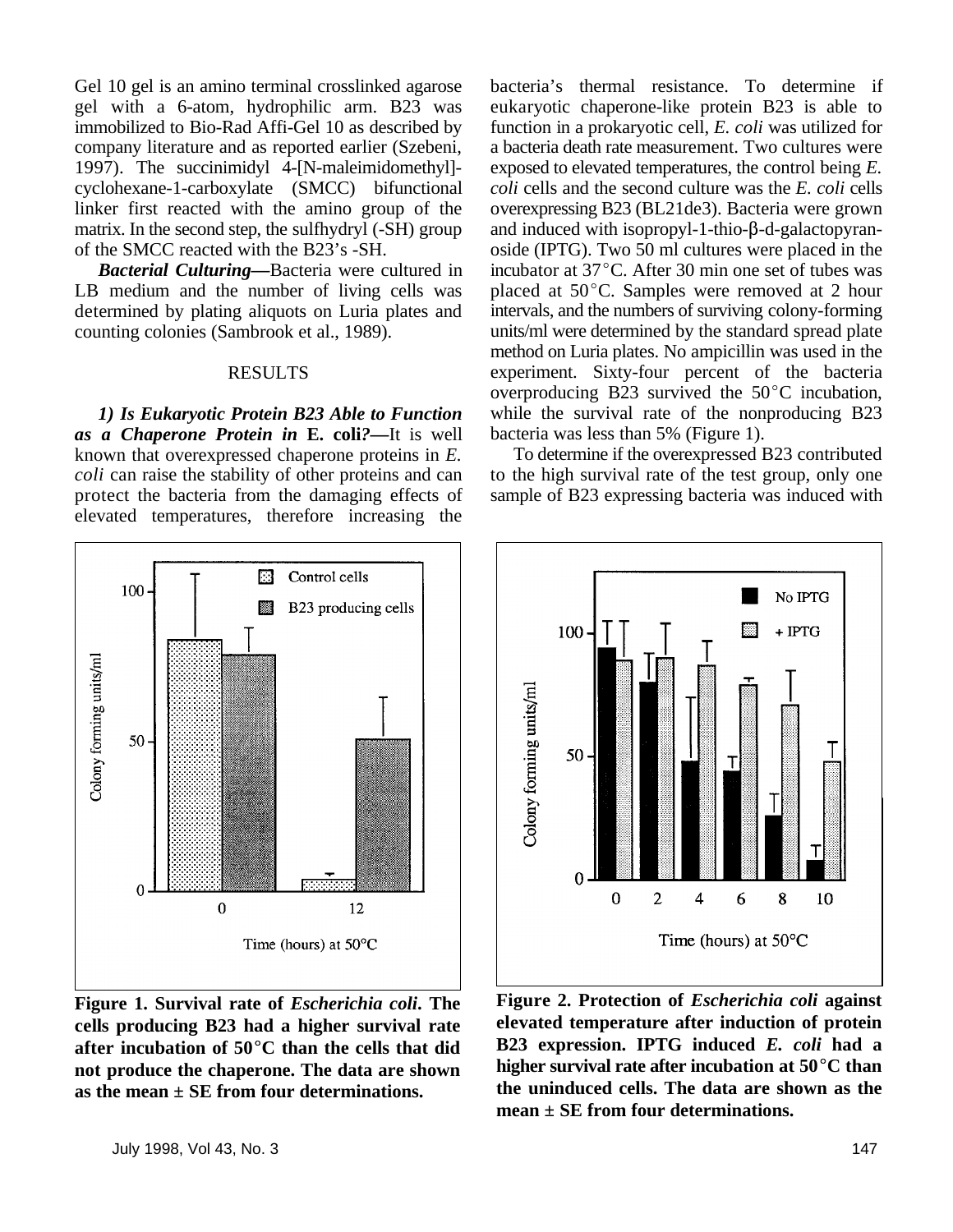Gel 10 gel is an amino terminal crosslinked agarose gel with a 6-atom, hydrophilic arm. B23 was immobilized to Bio-Rad Affi-Gel 10 as described by company literature and as reported earlier (Szebeni, 1997). The succinimidyl 4-[N-maleimidomethyl]-cyclohexane-1-carboxylate (SMCC) bifunctional linker first reacted with the amino group of the matrix. In the second step, the sulfhydryl (-SH) group of the SMCC reacted with the B23's -SH.

***Bacterial Culturing***—Bacteria were cultured in LB medium and the number of living cells was determined by plating aliquots on Luria plates and counting colonies (Sambrook et al., 1989).

## RESULTS

***1) Is Eukaryotic Protein B23 Able to Function as a Chaperone Protein in* E. coli?**—It is well known that overexpressed chaperone proteins in *E. coli* can raise the stability of other proteins and can protect the bacteria from the damaging effects of elevated temperatures, therefore increasing the bacteria's thermal resistance. To determine if eukaryotic chaperone-like protein B23 is able to function in a prokaryotic cell, *E. coli* was utilized for a bacteria death rate measurement. Two cultures were exposed to elevated temperatures, the control being *E. coli* cells and the second culture was the *E. coli* cells overexpressing B23 (BL21de3). Bacteria were grown and induced with isopropyl-1-thio-β-d-galactopyranoside (IPTG). Two 50 ml cultures were placed in the incubator at 37°C. After 30 min one set of tubes was placed at 50°C. Samples were removed at 2 hour intervals, and the numbers of surviving colony-forming units/ml were determined by the standard spread plate method on Luria plates. No ampicillin was used in the experiment. Sixty-four percent of the bacteria overproducing B23 survived the 50°C incubation, while the survival rate of the nonproducing B23 bacteria was less than 5% (Figure 1).

To determine if the overexpressed B23 contributed to the high survival rate of the test group, only one sample of B23 expressing bacteria was induced with

**Figure 1. Survival rate of *Escherichia coli*. The cells producing B23 had a higher survival rate after incubation of 50°C than the cells that did not produce the chaperone. The data are shown as the mean ± SE from four determinations.**

**Figure 2. Protection of *Escherichia coli* against elevated temperature after induction of protein B23 expression. IPTG induced *E. coli* had a higher survival rate after incubation at 50°C than the uninduced cells. The data are shown as the mean ± SE from four determinations.**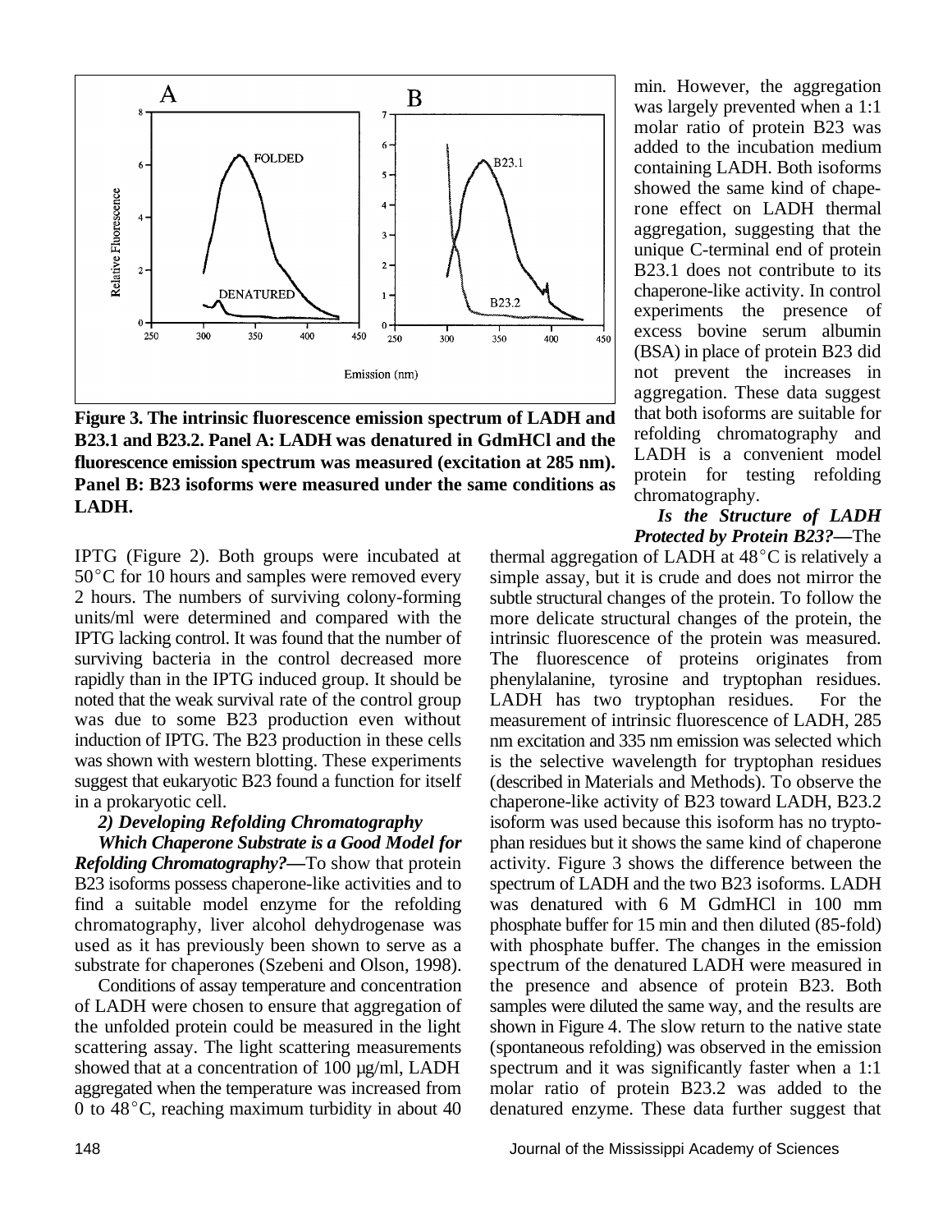**Figure 3. The intrinsic fluorescence emission spectrum of LADH and B23.1 and B23.2. Panel A: LADH was denatured in GdmHCl and the fluorescence emission spectrum was measured (excitation at 285 nm). Panel B: B23 isoforms were measured under the same conditions as LADH.**

IPTG (Figure 2). Both groups were incubated at 50°C for 10 hours and samples were removed every 2 hours. The numbers of surviving colony-forming units/ml were determined and compared with the IPTG lacking control. It was found that the number of surviving bacteria in the control decreased more rapidly than in the IPTG induced group. It should be noted that the weak survival rate of the control group was due to some B23 production even without induction of IPTG. The B23 production in these cells was shown with western blotting. These experiments suggest that eukaryotic B23 found a function for itself in a prokaryotic cell.

### *2) Developing Refolding Chromatography*

***Which Chaperone Substrate is a Good Model for Refolding Chromatography?***—To show that protein B23 isoforms possess chaperone-like activities and to find a suitable model enzyme for the refolding chromatography, liver alcohol dehydrogenase was used as it has previously been shown to serve as a substrate for chaperones (Szebeni and Olson, 1998).

Conditions of assay temperature and concentration of LADH were chosen to ensure that aggregation of the unfolded protein could be measured in the light scattering assay. The light scattering measurements showed that at a concentration of 100 µg/ml, LADH aggregated when the temperature was increased from 0 to 48°C, reaching maximum turbidity in about 40 min. However, the aggregation was largely prevented when a 1:1 molar ratio of protein B23 was added to the incubation medium containing LADH. Both isoforms showed the same kind of chaperone effect on LADH thermal aggregation, suggesting that the unique C-terminal end of protein B23.1 does not contribute to its chaperone-like activity. In control experiments the presence of excess bovine serum albumin (BSA) in place of protein B23 did not prevent the increases in aggregation. These data suggest that both isoforms are suitable for refolding chromatography and LADH is a convenient model protein for testing refolding chromatography.

***Is the Structure of LADH Protected by Protein B23?***—The thermal aggregation of LADH at 48°C is relatively a simple assay, but it is crude and does not mirror the subtle structural changes of the protein. To follow the more delicate structural changes of the protein, the intrinsic fluorescence of the protein was measured. The fluorescence of proteins originates from phenylalanine, tyrosine and tryptophan residues. LADH has two tryptophan residues. For the measurement of intrinsic fluorescence of LADH, 285 nm excitation and 335 nm emission was selected which is the selective wavelength for tryptophan residues (described in Materials and Methods). To observe the chaperone-like activity of B23 toward LADH, B23.2 isoform was used because this isoform has no tryptophan residues but it shows the same kind of chaperone activity. Figure 3 shows the difference between the spectrum of LADH and the two B23 isoforms. LADH was denatured with 6 M GdmHCl in 100 mm phosphate buffer for 15 min and then diluted (85-fold) with phosphate buffer. The changes in the emission spectrum of the denatured LADH were measured in the presence and absence of protein B23. Both samples were diluted the same way, and the results are shown in Figure 4. The slow return to the native state (spontaneous refolding) was observed in the emission spectrum and it was significantly faster when a 1:1 molar ratio of protein B23.2 was added to the denatured enzyme. These data further suggest that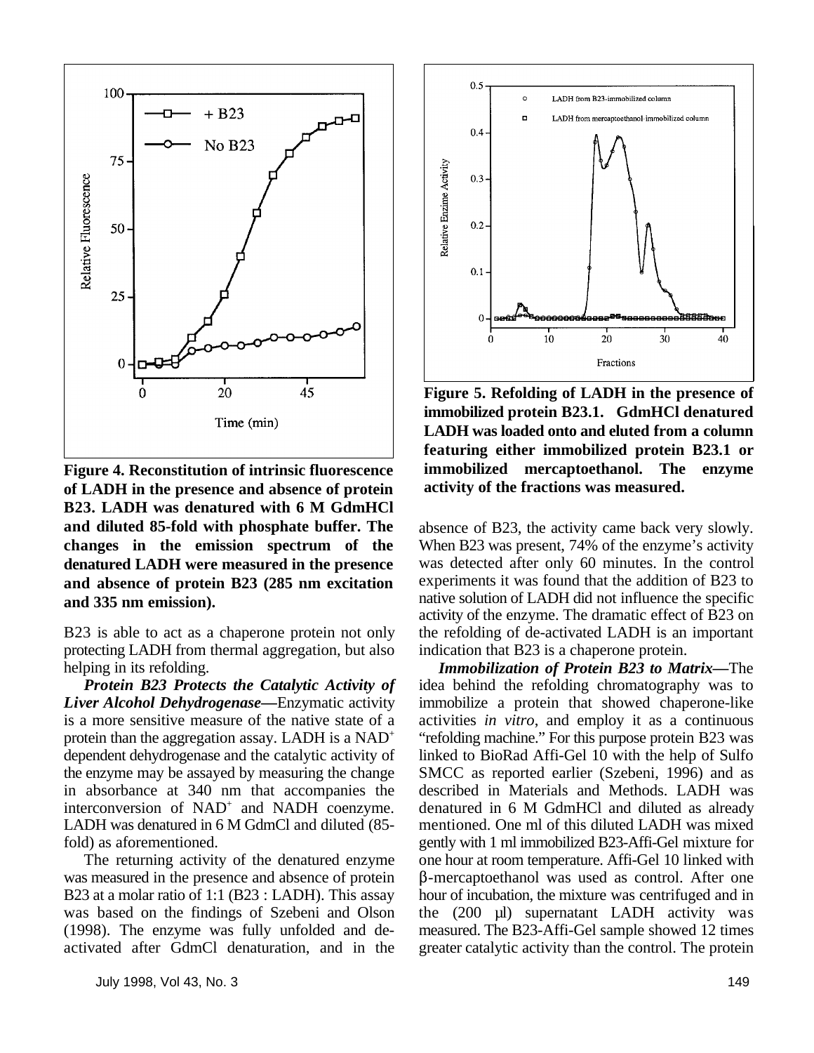Figure 4. Reconstitution of intrinsic fluorescence of LADH in the presence and absence of protein B23. LADH was denatured with 6 M GdmHCl and diluted 85-fold with phosphate buffer. The changes in the emission spectrum of the denatured LADH were measured in the presence and absence of protein B23 (285 nm excitation and 335 nm emission).

Figure 5. Refolding of LADH in the presence of immobilized protein B23.1. GdmHCl denatured LADH was loaded onto and eluted from a column featuring either immobilized protein B23.1 or immobilized mercaptoethanol. The enzyme activity of the fractions was measured.

B23 is able to act as a chaperone protein not only protecting LADH from thermal aggregation, but also helping in its refolding.

***Protein B23 Protects the Catalytic Activity of Liver Alcohol Dehydrogenase***—Enzymatic activity is a more sensitive measure of the native state of a protein than the aggregation assay. LADH is a $NAD^+$ dependent dehydrogenase and the catalytic activity of the enzyme may be assayed by measuring the change in absorbance at 340 nm that accompanies the interconversion of $NAD^+$ and NADH coenzyme. LADH was denatured in 6 M GdmCl and diluted (85-fold) as aforementioned.

The returning activity of the denatured enzyme was measured in the presence and absence of protein B23 at a molar ratio of 1:1 (B23 : LADH). This assay was based on the findings of Szebeni and Olson (1998). The enzyme was fully unfolded and de-activated after GdmCl denaturation, and in the absence of B23, the activity came back very slowly. When B23 was present, 74% of the enzyme's activity was detected after only 60 minutes. In the control experiments it was found that the addition of B23 to native solution of LADH did not influence the specific activity of the enzyme. The dramatic effect of B23 on the refolding of de-activated LADH is an important indication that B23 is a chaperone protein.

***Immobilization of Protein B23 to Matrix***—The idea behind the refolding chromatography was to immobilize a protein that showed chaperone-like activities *in vitro*, and employ it as a continuous "refolding machine." For this purpose protein B23 was linked to BioRad Affi-Gel 10 with the help of Sulfo SMCC as reported earlier (Szebeni, 1996) and as described in Materials and Methods. LADH was denatured in 6 M GdmHCl and diluted as already mentioned. One ml of this diluted LADH was mixed gently with 1 ml immobilized B23-Affi-Gel mixture for one hour at room temperature. Affi-Gel 10 linked with β-mercaptoethanol was used as control. After one hour of incubation, the mixture was centrifuged and in the (200 μl) supernatant LADH activity was measured. The B23-Affi-Gel sample showed 12 times greater catalytic activity than the control. The protein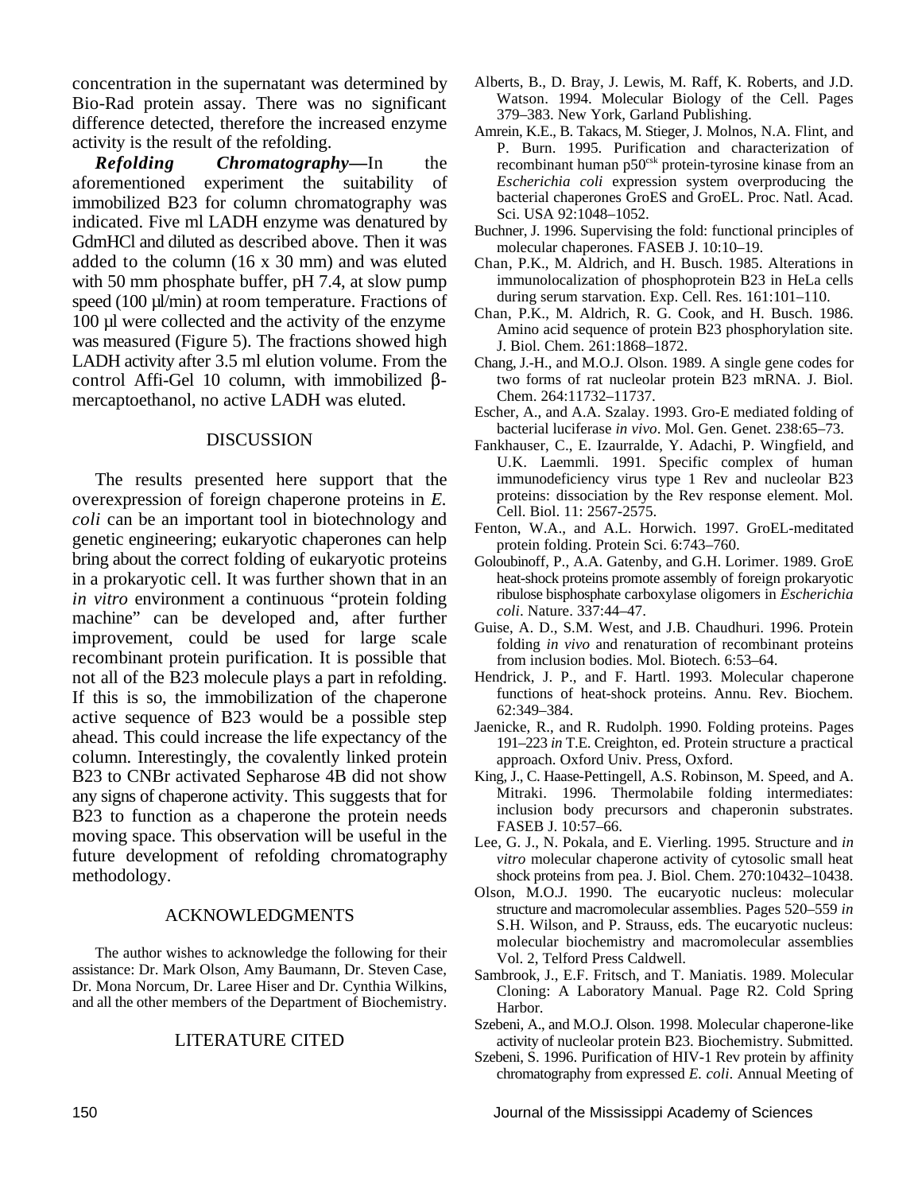concentration in the supernatant was determined by Bio-Rad protein assay. There was no significant difference detected, therefore the increased enzyme activity is the result of the refolding.

***Refolding Chromatography***—In the aforementioned experiment the suitability of immobilized B23 for column chromatography was indicated. Five ml LADH enzyme was denatured by GdmHCl and diluted as described above. Then it was added to the column (16 x 30 mm) and was eluted with 50 mm phosphate buffer, pH 7.4, at slow pump speed (100 µl/min) at room temperature. Fractions of 100 µl were collected and the activity of the enzyme was measured (Figure 5). The fractions showed high LADH activity after 3.5 ml elution volume. From the control Affi-Gel 10 column, with immobilized β-mercaptoethanol, no active LADH was eluted.

## DISCUSSION

The results presented here support that the overexpression of foreign chaperone proteins in *E. coli* can be an important tool in biotechnology and genetic engineering; eukaryotic chaperones can help bring about the correct folding of eukaryotic proteins in a prokaryotic cell. It was further shown that in an *in vitro* environment a continuous "protein folding machine" can be developed and, after further improvement, could be used for large scale recombinant protein purification. It is possible that not all of the B23 molecule plays a part in refolding. If this is so, the immobilization of the chaperone active sequence of B23 would be a possible step ahead. This could increase the life expectancy of the column. Interestingly, the covalently linked protein B23 to CNBr activated Sepharose 4B did not show any signs of chaperone activity. This suggests that for B23 to function as a chaperone the protein needs moving space. This observation will be useful in the future development of refolding chromatography methodology.

## ACKNOWLEDGMENTS

The author wishes to acknowledge the following for their assistance: Dr. Mark Olson, Amy Baumann, Dr. Steven Case, Dr. Mona Norcum, Dr. Laree Hiser and Dr. Cynthia Wilkins, and all the other members of the Department of Biochemistry.

## LITERATURE CITED

Alberts, B., D. Bray, J. Lewis, M. Raff, K. Roberts, and J.D. Watson. 1994. Molecular Biology of the Cell. Pages 379–383. New York, Garland Publishing.

Amrein, K.E., B. Takacs, M. Stieger, J. Molnos, N.A. Flint, and P. Burn. 1995. Purification and characterization of recombinant human p50[csk] protein-tyrosine kinase from an *Escherichia coli* expression system overproducing the bacterial chaperones GroES and GroEL. Proc. Natl. Acad. Sci. USA 92:1048–1052.

Buchner, J. 1996. Supervising the fold: functional principles of molecular chaperones. FASEB J. 10:10–19.

Chan, P.K., M. Aldrich, and H. Busch. 1985. Alterations in immunolocalization of phosphoprotein B23 in HeLa cells during serum starvation. Exp. Cell. Res. 161:101–110.

Chan, P.K., M. Aldrich, R. G. Cook, and H. Busch. 1986. Amino acid sequence of protein B23 phosphorylation site. J. Biol. Chem. 261:1868–1872.

Chang, J.-H., and M.O.J. Olson. 1989. A single gene codes for two forms of rat nucleolar protein B23 mRNA. J. Biol. Chem. 264:11732–11737.

Escher, A., and A.A. Szalay. 1993. Gro-E mediated folding of bacterial luciferase *in vivo*. Mol. Gen. Genet. 238:65–73.

Fankhauser, C., E. Izaurralde, Y. Adachi, P. Wingfield, and U.K. Laemmli. 1991. Specific complex of human immunodeficiency virus type 1 Rev and nucleolar B23 proteins: dissociation by the Rev response element. Mol. Cell. Biol. 11: 2567-2575.

Fenton, W.A., and A.L. Horwich. 1997. GroEL-meditated protein folding. Protein Sci. 6:743–760.

Goloubinoff, P., A.A. Gatenby, and G.H. Lorimer. 1989. GroE heat-shock proteins promote assembly of foreign prokaryotic ribulose bisphosphate carboxylase oligomers in *Escherichia coli*. Nature. 337:44–47.

Guise, A. D., S.M. West, and J.B. Chaudhuri. 1996. Protein folding *in vivo* and renaturation of recombinant proteins from inclusion bodies. Mol. Biotech. 6:53–64.

Hendrick, J. P., and F. Hartl. 1993. Molecular chaperone functions of heat-shock proteins. Annu. Rev. Biochem. 62:349–384.

Jaenicke, R., and R. Rudolph. 1990. Folding proteins. Pages 191–223 *in* T.E. Creighton, ed. Protein structure a practical approach. Oxford Univ. Press, Oxford.

King, J., C. Haase-Pettingell, A.S. Robinson, M. Speed, and A. Mitraki. 1996. Thermolabile folding intermediates: inclusion body precursors and chaperonin substrates. FASEB J. 10:57–66.

Lee, G. J., N. Pokala, and E. Vierling. 1995. Structure and *in vitro* molecular chaperone activity of cytosolic small heat shock proteins from pea. J. Biol. Chem. 270:10432–10438.

Olson, M.O.J. 1990. The eucaryotic nucleus: molecular structure and macromolecular assemblies. Pages 520–559 *in* S.H. Wilson, and P. Strauss, eds. The eucaryotic nucleus: molecular biochemistry and macromolecular assemblies Vol. 2, Telford Press Caldwell.

Sambrook, J., E.F. Fritsch, and T. Maniatis. 1989. Molecular Cloning: A Laboratory Manual. Page R2. Cold Spring Harbor.

Szebeni, A., and M.O.J. Olson. 1998. Molecular chaperone-like activity of nucleolar protein B23. Biochemistry. Submitted.

Szebeni, S. 1996. Purification of HIV-1 Rev protein by affinity chromatography from expressed *E. coli*. Annual Meeting of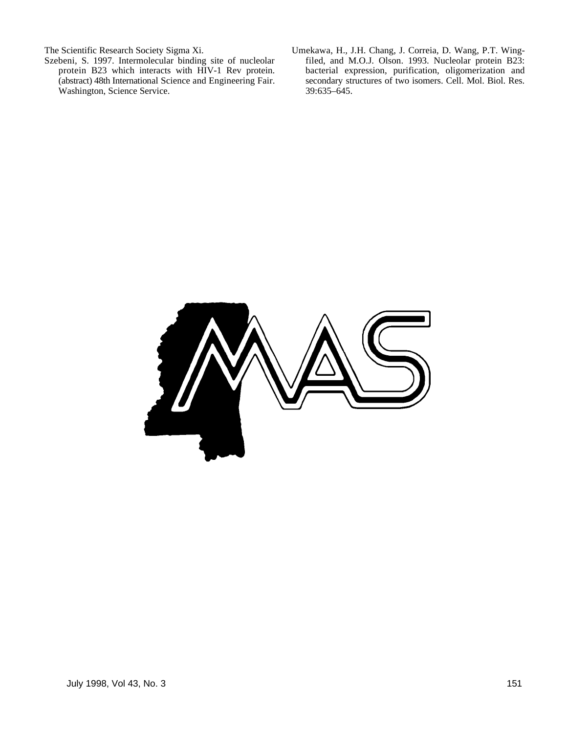The Scientific Research Society Sigma Xi.

Szebeni, S. 1997. Intermolecular binding site of nucleolar protein B23 which interacts with HIV-1 Rev protein. (abstract) 48th International Science and Engineering Fair. Washington, Science Service.

Umekawa, H., J.H. Chang, J. Correia, D. Wang, P.T. Wingfiled, and M.O.J. Olson. 1993. Nucleolar protein B23: bacterial expression, purification, oligomerization and secondary structures of two isomers. Cell. Mol. Biol. Res. 39:635–645.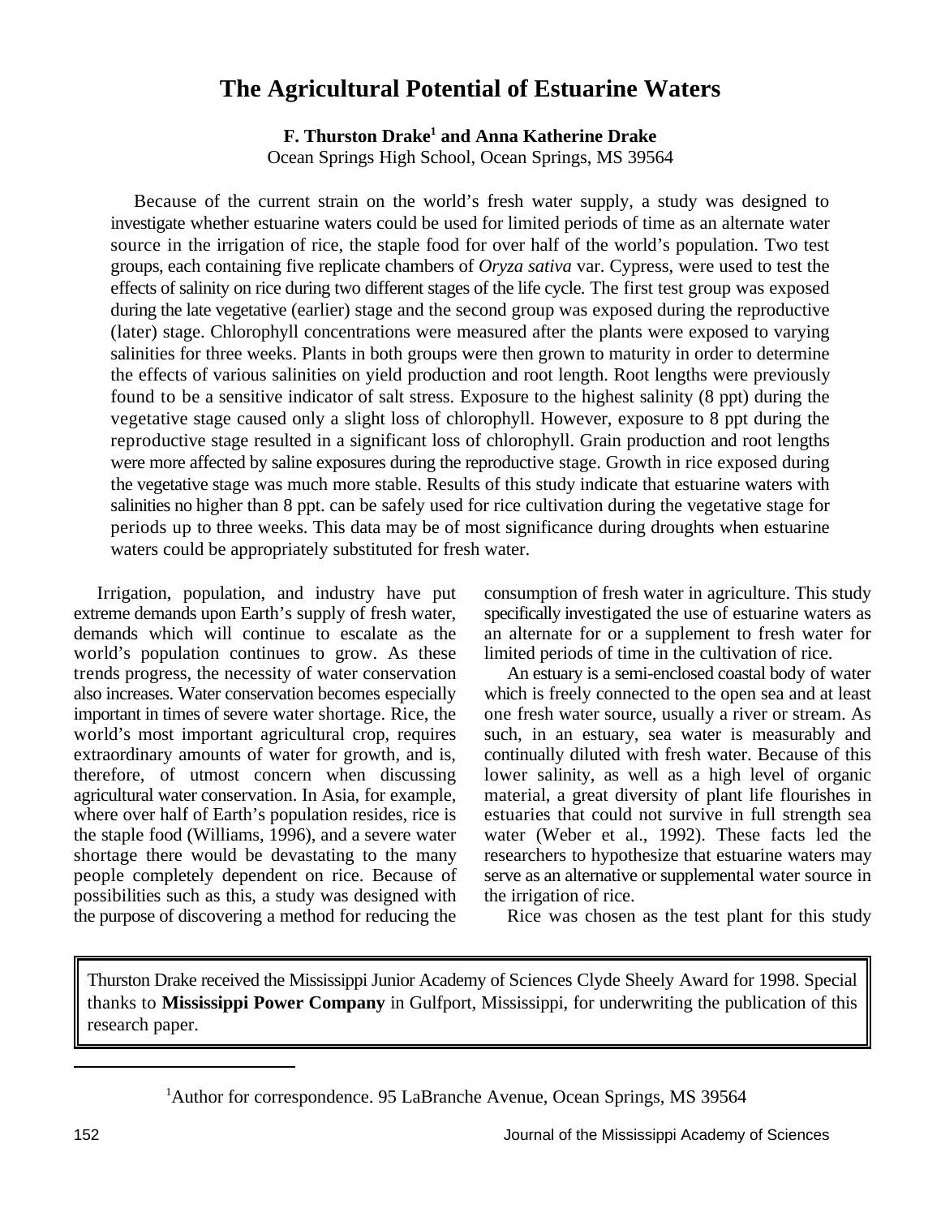# The Agricultural Potential of Estuarine Waters

**F. Thurston Drake[1] and Anna Katherine Drake**
Ocean Springs High School, Ocean Springs, MS 39564

Because of the current strain on the world's fresh water supply, a study was designed to investigate whether estuarine waters could be used for limited periods of time as an alternate water source in the irrigation of rice, the staple food for over half of the world's population. Two test groups, each containing five replicate chambers of *Oryza sativa* var. Cypress, were used to test the effects of salinity on rice during two different stages of the life cycle. The first test group was exposed during the late vegetative (earlier) stage and the second group was exposed during the reproductive (later) stage. Chlorophyll concentrations were measured after the plants were exposed to varying salinities for three weeks. Plants in both groups were then grown to maturity in order to determine the effects of various salinities on yield production and root length. Root lengths were previously found to be a sensitive indicator of salt stress. Exposure to the highest salinity (8 ppt) during the vegetative stage caused only a slight loss of chlorophyll. However, exposure to 8 ppt during the reproductive stage resulted in a significant loss of chlorophyll. Grain production and root lengths were more affected by saline exposures during the reproductive stage. Growth in rice exposed during the vegetative stage was much more stable. Results of this study indicate that estuarine waters with salinities no higher than 8 ppt. can be safely used for rice cultivation during the vegetative stage for periods up to three weeks. This data may be of most significance during droughts when estuarine waters could be appropriately substituted for fresh water.

Irrigation, population, and industry have put extreme demands upon Earth's supply of fresh water, demands which will continue to escalate as the world's population continues to grow. As these trends progress, the necessity of water conservation also increases. Water conservation becomes especially important in times of severe water shortage. Rice, the world's most important agricultural crop, requires extraordinary amounts of water for growth, and is, therefore, of utmost concern when discussing agricultural water conservation. In Asia, for example, where over half of Earth's population resides, rice is the staple food (Williams, 1996), and a severe water shortage there would be devastating to the many people completely dependent on rice. Because of possibilities such as this, a study was designed with the purpose of discovering a method for reducing the consumption of fresh water in agriculture. This study specifically investigated the use of estuarine waters as an alternate for or a supplement to fresh water for limited periods of time in the cultivation of rice.

An estuary is a semi-enclosed coastal body of water which is freely connected to the open sea and at least one fresh water source, usually a river or stream. As such, in an estuary, sea water is measurably and continually diluted with fresh water. Because of this lower salinity, as well as a high level of organic material, a great diversity of plant life flourishes in estuaries that could not survive in full strength sea water (Weber et al., 1992). These facts led the researchers to hypothesize that estuarine waters may serve as an alternative or supplemental water source in the irrigation of rice.

Rice was chosen as the test plant for this study

Thurston Drake received the Mississippi Junior Academy of Sciences Clyde Sheely Award for 1998. Special thanks to **Mississippi Power Company** in Gulfport, Mississippi, for underwriting the publication of this research paper.

[1]Author for correspondence. 95 LaBranche Avenue, Ocean Springs, MS 39564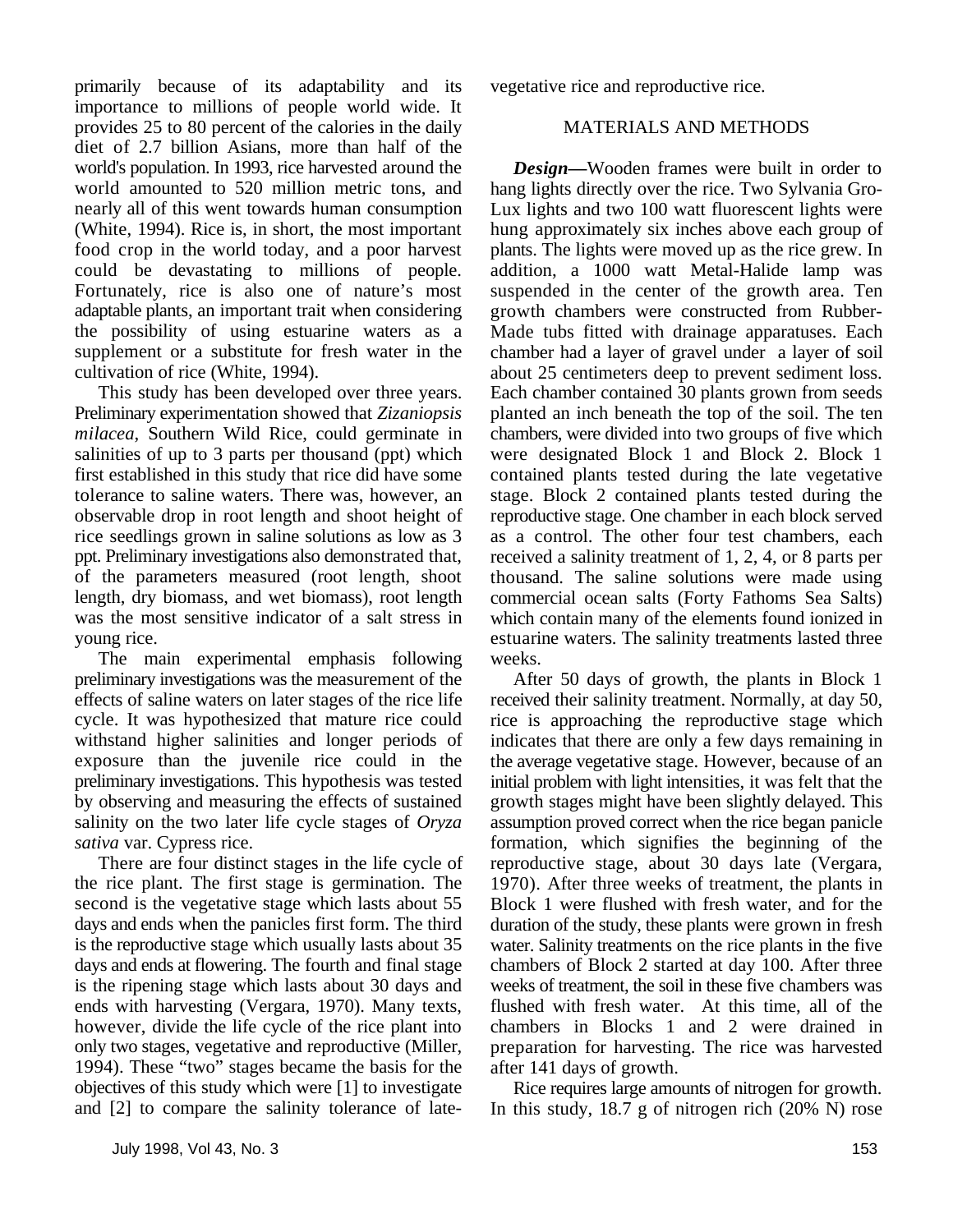primarily because of its adaptability and its importance to millions of people world wide. It provides 25 to 80 percent of the calories in the daily diet of 2.7 billion Asians, more than half of the world's population. In 1993, rice harvested around the world amounted to 520 million metric tons, and nearly all of this went towards human consumption (White, 1994). Rice is, in short, the most important food crop in the world today, and a poor harvest could be devastating to millions of people. Fortunately, rice is also one of nature's most adaptable plants, an important trait when considering the possibility of using estuarine waters as a supplement or a substitute for fresh water in the cultivation of rice (White, 1994).

This study has been developed over three years. Preliminary experimentation showed that *Zizaniopsis milacea*, Southern Wild Rice, could germinate in salinities of up to 3 parts per thousand (ppt) which first established in this study that rice did have some tolerance to saline waters. There was, however, an observable drop in root length and shoot height of rice seedlings grown in saline solutions as low as 3 ppt. Preliminary investigations also demonstrated that, of the parameters measured (root length, shoot length, dry biomass, and wet biomass), root length was the most sensitive indicator of a salt stress in young rice.

The main experimental emphasis following preliminary investigations was the measurement of the effects of saline waters on later stages of the rice life cycle. It was hypothesized that mature rice could withstand higher salinities and longer periods of exposure than the juvenile rice could in the preliminary investigations. This hypothesis was tested by observing and measuring the effects of sustained salinity on the two later life cycle stages of *Oryza sativa* var. Cypress rice.

There are four distinct stages in the life cycle of the rice plant. The first stage is germination. The second is the vegetative stage which lasts about 55 days and ends when the panicles first form. The third is the reproductive stage which usually lasts about 35 days and ends at flowering. The fourth and final stage is the ripening stage which lasts about 30 days and ends with harvesting (Vergara, 1970). Many texts, however, divide the life cycle of the rice plant into only two stages, vegetative and reproductive (Miller, 1994). These "two" stages became the basis for the objectives of this study which were [1] to investigate and [2] to compare the salinity tolerance of late-vegetative rice and reproductive rice.

## MATERIALS AND METHODS

***Design***—Wooden frames were built in order to hang lights directly over the rice. Two Sylvania Gro-Lux lights and two 100 watt fluorescent lights were hung approximately six inches above each group of plants. The lights were moved up as the rice grew. In addition, a 1000 watt Metal-Halide lamp was suspended in the center of the growth area. Ten growth chambers were constructed from Rubber-Made tubs fitted with drainage apparatuses. Each chamber had a layer of gravel under a layer of soil about 25 centimeters deep to prevent sediment loss. Each chamber contained 30 plants grown from seeds planted an inch beneath the top of the soil. The ten chambers, were divided into two groups of five which were designated Block 1 and Block 2. Block 1 contained plants tested during the late vegetative stage. Block 2 contained plants tested during the reproductive stage. One chamber in each block served as a control. The other four test chambers, each received a salinity treatment of 1, 2, 4, or 8 parts per thousand. The saline solutions were made using commercial ocean salts (Forty Fathoms Sea Salts) which contain many of the elements found ionized in estuarine waters. The salinity treatments lasted three weeks.

After 50 days of growth, the plants in Block 1 received their salinity treatment. Normally, at day 50, rice is approaching the reproductive stage which indicates that there are only a few days remaining in the average vegetative stage. However, because of an initial problem with light intensities, it was felt that the growth stages might have been slightly delayed. This assumption proved correct when the rice began panicle formation, which signifies the beginning of the reproductive stage, about 30 days late (Vergara, 1970). After three weeks of treatment, the plants in Block 1 were flushed with fresh water, and for the duration of the study, these plants were grown in fresh water. Salinity treatments on the rice plants in the five chambers of Block 2 started at day 100. After three weeks of treatment, the soil in these five chambers was flushed with fresh water. At this time, all of the chambers in Blocks 1 and 2 were drained in preparation for harvesting. The rice was harvested after 141 days of growth.

Rice requires large amounts of nitrogen for growth. In this study, 18.7 g of nitrogen rich (20% N) rose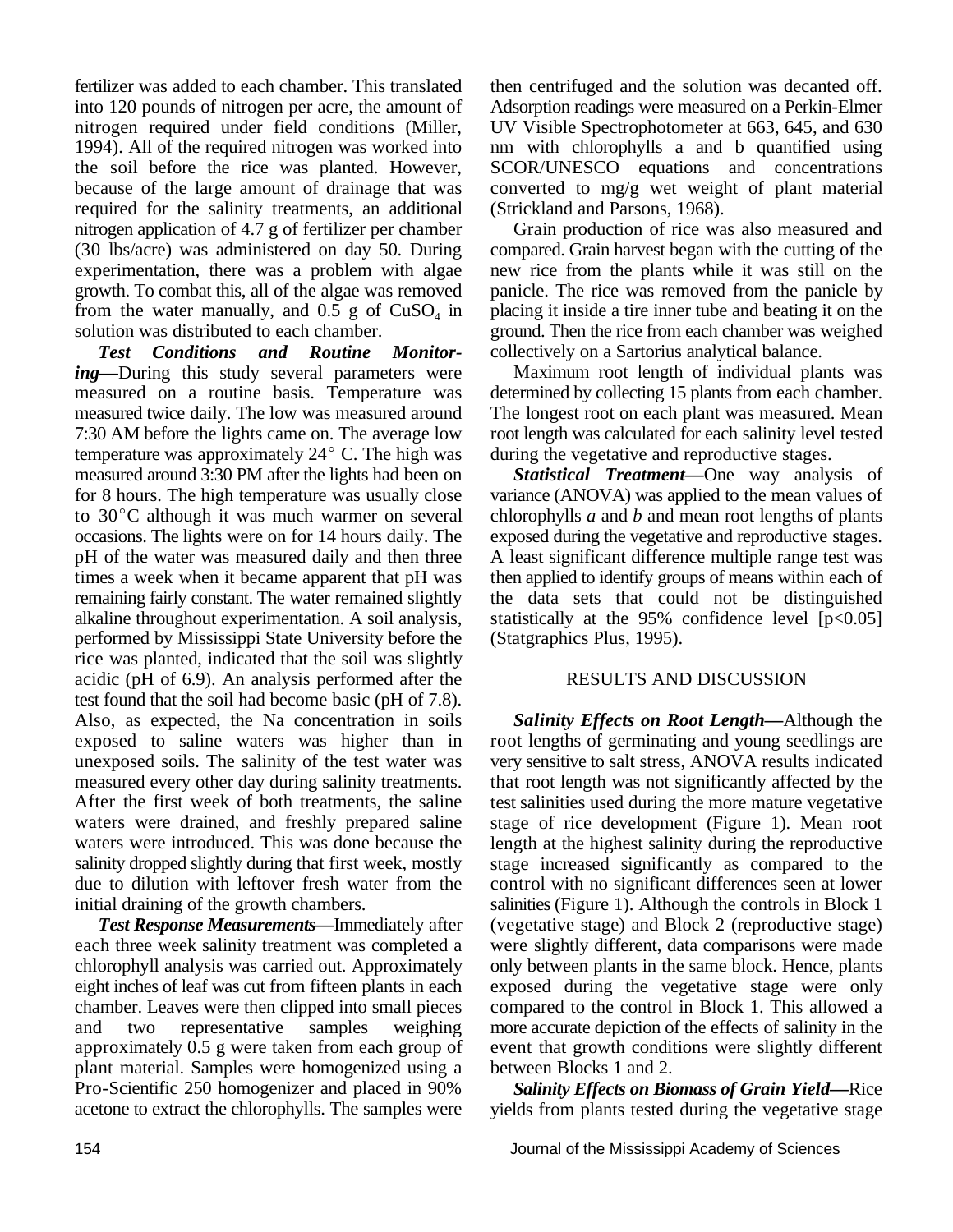fertilizer was added to each chamber. This translated into 120 pounds of nitrogen per acre, the amount of nitrogen required under field conditions (Miller, 1994). All of the required nitrogen was worked into the soil before the rice was planted. However, because of the large amount of drainage that was required for the salinity treatments, an additional nitrogen application of 4.7 g of fertilizer per chamber (30 lbs/acre) was administered on day 50. During experimentation, there was a problem with algae growth. To combat this, all of the algae was removed from the water manually, and 0.5 g of $CuSO_4$ in solution was distributed to each chamber.

***Test Conditions and Routine Monitoring***—During this study several parameters were measured on a routine basis. Temperature was measured twice daily. The low was measured around 7:30 AM before the lights came on. The average low temperature was approximately 24° C. The high was measured around 3:30 PM after the lights had been on for 8 hours. The high temperature was usually close to 30°C although it was much warmer on several occasions. The lights were on for 14 hours daily. The pH of the water was measured daily and then three times a week when it became apparent that pH was remaining fairly constant. The water remained slightly alkaline throughout experimentation. A soil analysis, performed by Mississippi State University before the rice was planted, indicated that the soil was slightly acidic (pH of 6.9). An analysis performed after the test found that the soil had become basic (pH of 7.8). Also, as expected, the Na concentration in soils exposed to saline waters was higher than in unexposed soils. The salinity of the test water was measured every other day during salinity treatments. After the first week of both treatments, the saline waters were drained, and freshly prepared saline waters were introduced. This was done because the salinity dropped slightly during that first week, mostly due to dilution with leftover fresh water from the initial draining of the growth chambers.

***Test Response Measurements***—Immediately after each three week salinity treatment was completed a chlorophyll analysis was carried out. Approximately eight inches of leaf was cut from fifteen plants in each chamber. Leaves were then clipped into small pieces and two representative samples weighing approximately 0.5 g were taken from each group of plant material. Samples were homogenized using a Pro-Scientific 250 homogenizer and placed in 90% acetone to extract the chlorophylls. The samples were then centrifuged and the solution was decanted off. Adsorption readings were measured on a Perkin-Elmer UV Visible Spectrophotometer at 663, 645, and 630 nm with chlorophylls a and b quantified using SCOR/UNESCO equations and concentrations converted to mg/g wet weight of plant material (Strickland and Parsons, 1968).

Grain production of rice was also measured and compared. Grain harvest began with the cutting of the new rice from the plants while it was still on the panicle. The rice was removed from the panicle by placing it inside a tire inner tube and beating it on the ground. Then the rice from each chamber was weighed collectively on a Sartorius analytical balance.

Maximum root length of individual plants was determined by collecting 15 plants from each chamber. The longest root on each plant was measured. Mean root length was calculated for each salinity level tested during the vegetative and reproductive stages.

***Statistical Treatment***—One way analysis of variance (ANOVA) was applied to the mean values of chlorophylls *a* and *b* and mean root lengths of plants exposed during the vegetative and reproductive stages. A least significant difference multiple range test was then applied to identify groups of means within each of the data sets that could not be distinguished statistically at the 95% confidence level [$p<0.05$] (Statgraphics Plus, 1995).

## RESULTS AND DISCUSSION

***Salinity Effects on Root Length***—Although the root lengths of germinating and young seedlings are very sensitive to salt stress, ANOVA results indicated that root length was not significantly affected by the test salinities used during the more mature vegetative stage of rice development (Figure 1). Mean root length at the highest salinity during the reproductive stage increased significantly as compared to the control with no significant differences seen at lower salinities (Figure 1). Although the controls in Block 1 (vegetative stage) and Block 2 (reproductive stage) were slightly different, data comparisons were made only between plants in the same block. Hence, plants exposed during the vegetative stage were only compared to the control in Block 1. This allowed a more accurate depiction of the effects of salinity in the event that growth conditions were slightly different between Blocks 1 and 2.

***Salinity Effects on Biomass of Grain Yield***—Rice yields from plants tested during the vegetative stage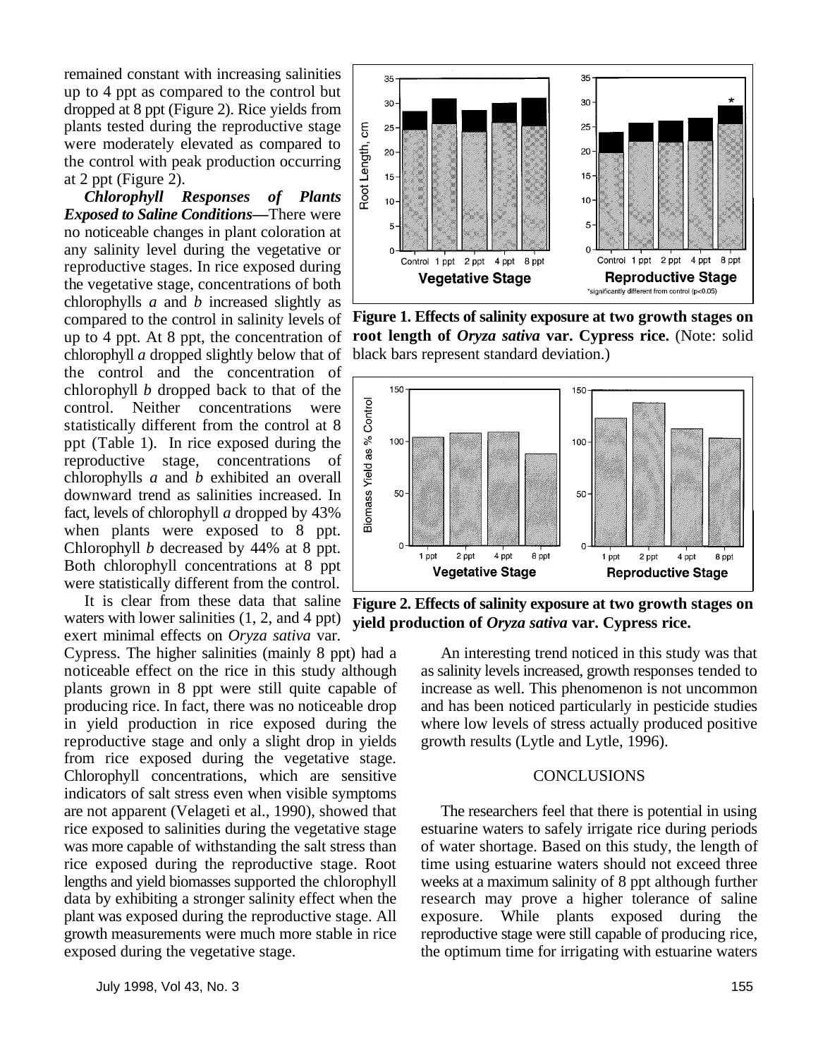remained constant with increasing salinities up to 4 ppt as compared to the control but dropped at 8 ppt (Figure 2). Rice yields from plants tested during the reproductive stage were moderately elevated as compared to the control with peak production occurring at 2 ppt (Figure 2).

***Chlorophyll Responses of Plants Exposed to Saline Conditions*—**There were no noticeable changes in plant coloration at any salinity level during the vegetative or reproductive stages. In rice exposed during the vegetative stage, concentrations of both chlorophylls *a* and *b* increased slightly as compared to the control in salinity levels of up to 4 ppt. At 8 ppt, the concentration of chlorophyll *a* dropped slightly below that of the control and the concentration of chlorophyll *b* dropped back to that of the control. Neither concentrations were statistically different from the control at 8 ppt (Table 1). In rice exposed during the reproductive stage, concentrations of chlorophylls *a* and *b* exhibited an overall downward trend as salinities increased. In fact, levels of chlorophyll *a* dropped by 43% when plants were exposed to 8 ppt. Chlorophyll *b* decreased by 44% at 8 ppt. Both chlorophyll concentrations at 8 ppt were statistically different from the control.

It is clear from these data that saline waters with lower salinities (1, 2, and 4 ppt) exert minimal effects on *Oryza sativa* var. Cypress. The higher salinities (mainly 8 ppt) had a noticeable effect on the rice in this study although plants grown in 8 ppt were still quite capable of producing rice. In fact, there was no noticeable drop in yield production in rice exposed during the reproductive stage and only a slight drop in yields from rice exposed during the vegetative stage. Chlorophyll concentrations, which are sensitive indicators of salt stress even when visible symptoms are not apparent (Velageti et al., 1990), showed that rice exposed to salinities during the vegetative stage was more capable of withstanding the salt stress than rice exposed during the reproductive stage. Root lengths and yield biomasses supported the chlorophyll data by exhibiting a stronger salinity effect when the plant was exposed during the reproductive stage. All growth measurements were much more stable in rice exposed during the vegetative stage.

**Figure 1. Effects of salinity exposure at two growth stages on root length of *Oryza sativa* var. Cypress rice.** (Note: solid black bars represent standard deviation.)

**Figure 2. Effects of salinity exposure at two growth stages on yield production of *Oryza sativa* var. Cypress rice.**

An interesting trend noticed in this study was that as salinity levels increased, growth responses tended to increase as well. This phenomenon is not uncommon and has been noticed particularly in pesticide studies where low levels of stress actually produced positive growth results (Lytle and Lytle, 1996).

## CONCLUSIONS

The researchers feel that there is potential in using estuarine waters to safely irrigate rice during periods of water shortage. Based on this study, the length of time using estuarine waters should not exceed three weeks at a maximum salinity of 8 ppt although further research may prove a higher tolerance of saline exposure. While plants exposed during the reproductive stage were still capable of producing rice, the optimum time for irrigating with estuarine waters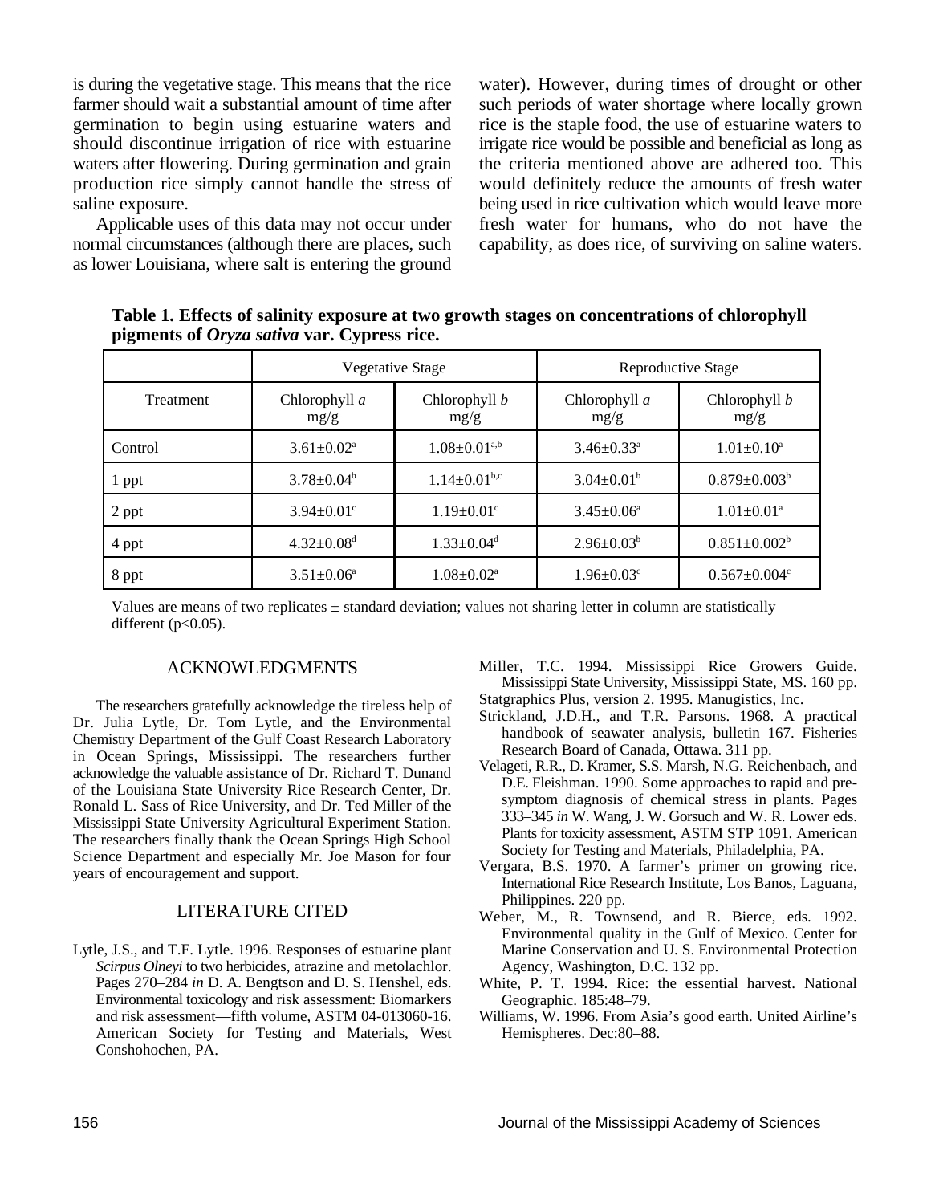is during the vegetative stage. This means that the rice farmer should wait a substantial amount of time after germination to begin using estuarine waters and should discontinue irrigation of rice with estuarine waters after flowering. During germination and grain production rice simply cannot handle the stress of saline exposure.

Applicable uses of this data may not occur under normal circumstances (although there are places, such as lower Louisiana, where salt is entering the ground water). However, during times of drought or other such periods of water shortage where locally grown rice is the staple food, the use of estuarine waters to irrigate rice would be possible and beneficial as long as the criteria mentioned above are adhered too. This would definitely reduce the amounts of fresh water being used in rice cultivation which would leave more fresh water for humans, who do not have the capability, as does rice, of surviving on saline waters.

**Table 1. Effects of salinity exposure at two growth stages on concentrations of chlorophyll pigments of *Oryza sativa* var. Cypress rice.**

| | Vegetative Stage | | Reproductive Stage | |
|---|---|---|---|---|
| Treatment | Chlorophyll *a* mg/g | Chlorophyll *b* mg/g | Chlorophyll *a* mg/g | Chlorophyll *b* mg/g |
| Control | $3.61 \pm 0.02^{a}$ | $1.08 \pm 0.01^{a,b}$ | $3.46 \pm 0.33^{a}$ | $1.01 \pm 0.10^{a}$ |
| 1 ppt | $3.78 \pm 0.04^{b}$ | $1.14 \pm 0.01^{b,c}$ | $3.04 \pm 0.01^{b}$ | $0.879 \pm 0.003^{b}$ |
| 2 ppt | $3.94 \pm 0.01^{c}$ | $1.19 \pm 0.01^{c}$ | $3.45 \pm 0.06^{a}$ | $1.01 \pm 0.01^{a}$ |
| 4 ppt | $4.32 \pm 0.08^{d}$ | $1.33 \pm 0.04^{d}$ | $2.96 \pm 0.03^{b}$ | $0.851 \pm 0.002^{b}$ |
| 8 ppt | $3.51 \pm 0.06^{a}$ | $1.08 \pm 0.02^{a}$ | $1.96 \pm 0.03^{c}$ | $0.567 \pm 0.004^{c}$ |

Values are means of two replicates ± standard deviation; values not sharing letter in column are statistically different ($p<0.05$).

## ACKNOWLEDGMENTS

The researchers gratefully acknowledge the tireless help of Dr. Julia Lytle, Dr. Tom Lytle, and the Environmental Chemistry Department of the Gulf Coast Research Laboratory in Ocean Springs, Mississippi. The researchers further acknowledge the valuable assistance of Dr. Richard T. Dunand of the Louisiana State University Rice Research Center, Dr. Ronald L. Sass of Rice University, and Dr. Ted Miller of the Mississippi State University Agricultural Experiment Station. The researchers finally thank the Ocean Springs High School Science Department and especially Mr. Joe Mason for four years of encouragement and support.

## LITERATURE CITED

Lytle, J.S., and T.F. Lytle. 1996. Responses of estuarine plant *Scirpus Olneyi* to two herbicides, atrazine and metolachlor. Pages 270–284 *in* D. A. Bengtson and D. S. Henshel, eds. Environmental toxicology and risk assessment: Biomarkers and risk assessment—fifth volume, ASTM 04-013060-16. American Society for Testing and Materials, West Conshohochen, PA.

Miller, T.C. 1994. Mississippi Rice Growers Guide. Mississippi State University, Mississippi State, MS. 160 pp.

Statgraphics Plus, version 2. 1995. Manugistics, Inc.

Strickland, J.D.H., and T.R. Parsons. 1968. A practical handbook of seawater analysis, bulletin 167. Fisheries Research Board of Canada, Ottawa. 311 pp.

Velageti, R.R., D. Kramer, S.S. Marsh, N.G. Reichenbach, and D.E. Fleishman. 1990. Some approaches to rapid and pre-symptom diagnosis of chemical stress in plants. Pages 333–345 *in* W. Wang, J. W. Gorsuch and W. R. Lower eds. Plants for toxicity assessment, ASTM STP 1091. American Society for Testing and Materials, Philadelphia, PA.

Vergara, B.S. 1970. A farmer's primer on growing rice. International Rice Research Institute, Los Banos, Laguana, Philippines. 220 pp.

Weber, M., R. Townsend, and R. Bierce, eds. 1992. Environmental quality in the Gulf of Mexico. Center for Marine Conservation and U. S. Environmental Protection Agency, Washington, D.C. 132 pp.

White, P. T. 1994. Rice: the essential harvest. National Geographic. 185:48–79.

Williams, W. 1996. From Asia's good earth. United Airline's Hemispheres. Dec:80–88.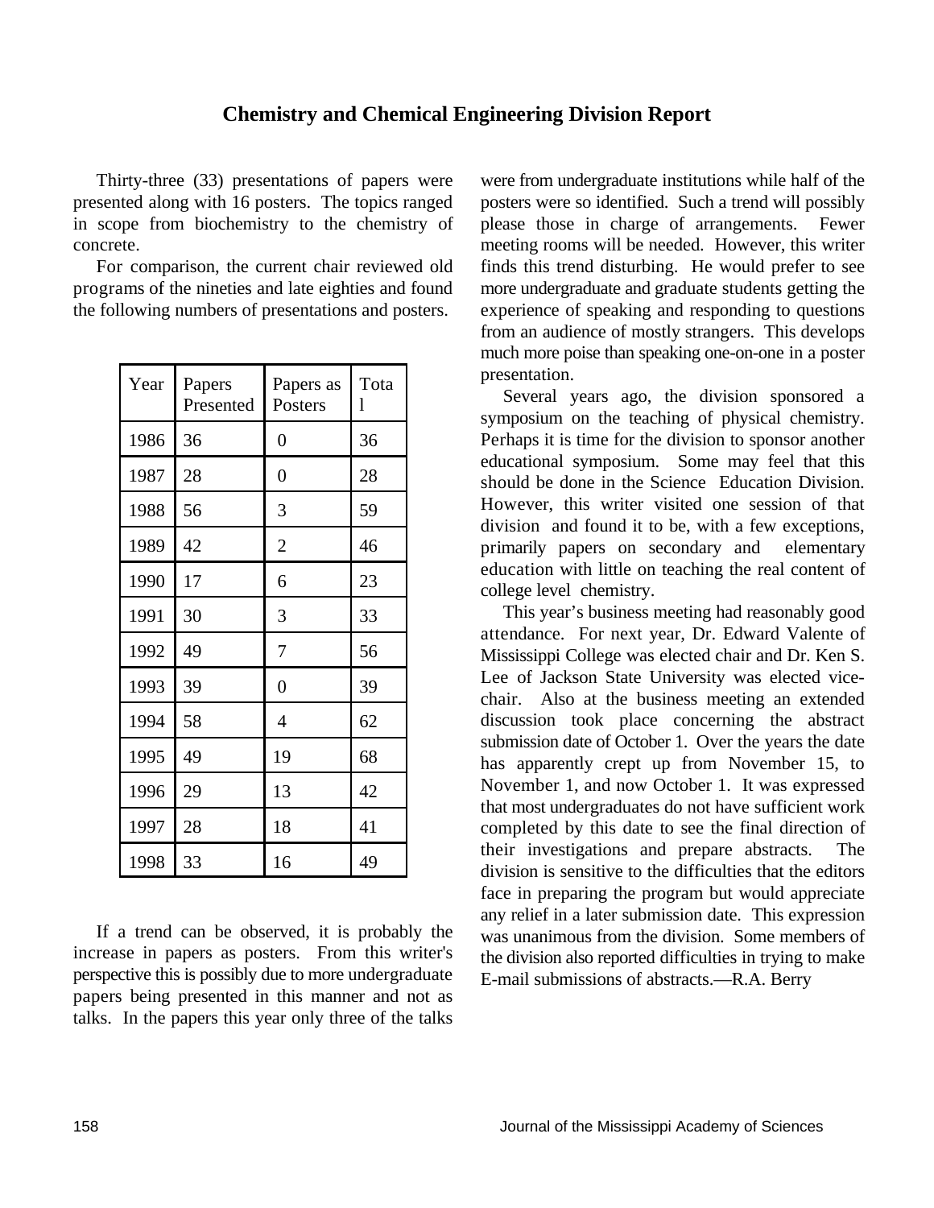## Chemistry and Chemical Engineering Division Report

Thirty-three (33) presentations of papers were presented along with 16 posters. The topics ranged in scope from biochemistry to the chemistry of concrete.

For comparison, the current chair reviewed old programs of the nineties and late eighties and found the following numbers of presentations and posters.

| Year | Papers Presented | Papers as Posters | Total |
|---|---|---|---|
| 1986 | 36 | 0 | 36 |
| 1987 | 28 | 0 | 28 |
| 1988 | 56 | 3 | 59 |
| 1989 | 42 | 2 | 46 |
| 1990 | 17 | 6 | 23 |
| 1991 | 30 | 3 | 33 |
| 1992 | 49 | 7 | 56 |
| 1993 | 39 | 0 | 39 |
| 1994 | 58 | 4 | 62 |
| 1995 | 49 | 19 | 68 |
| 1996 | 29 | 13 | 42 |
| 1997 | 28 | 18 | 41 |
| 1998 | 33 | 16 | 49 |

If a trend can be observed, it is probably the increase in papers as posters. From this writer's perspective this is possibly due to more undergraduate papers being presented in this manner and not as talks. In the papers this year only three of the talks were from undergraduate institutions while half of the posters were so identified. Such a trend will possibly please those in charge of arrangements. Fewer meeting rooms will be needed. However, this writer finds this trend disturbing. He would prefer to see more undergraduate and graduate students getting the experience of speaking and responding to questions from an audience of mostly strangers. This develops much more poise than speaking one-on-one in a poster presentation.

Several years ago, the division sponsored a symposium on the teaching of physical chemistry. Perhaps it is time for the division to sponsor another educational symposium. Some may feel that this should be done in the Science Education Division. However, this writer visited one session of that division and found it to be, with a few exceptions, primarily papers on secondary and elementary education with little on teaching the real content of college level chemistry.

This year's business meeting had reasonably good attendance. For next year, Dr. Edward Valente of Mississippi College was elected chair and Dr. Ken S. Lee of Jackson State University was elected vice-chair. Also at the business meeting an extended discussion took place concerning the abstract submission date of October 1. Over the years the date has apparently crept up from November 15, to November 1, and now October 1. It was expressed that most undergraduates do not have sufficient work completed by this date to see the final direction of their investigations and prepare abstracts. The division is sensitive to the difficulties that the editors face in preparing the program but would appreciate any relief in a later submission date. This expression was unanimous from the division. Some members of the division also reported difficulties in trying to make E-mail submissions of abstracts.—R.A. Berry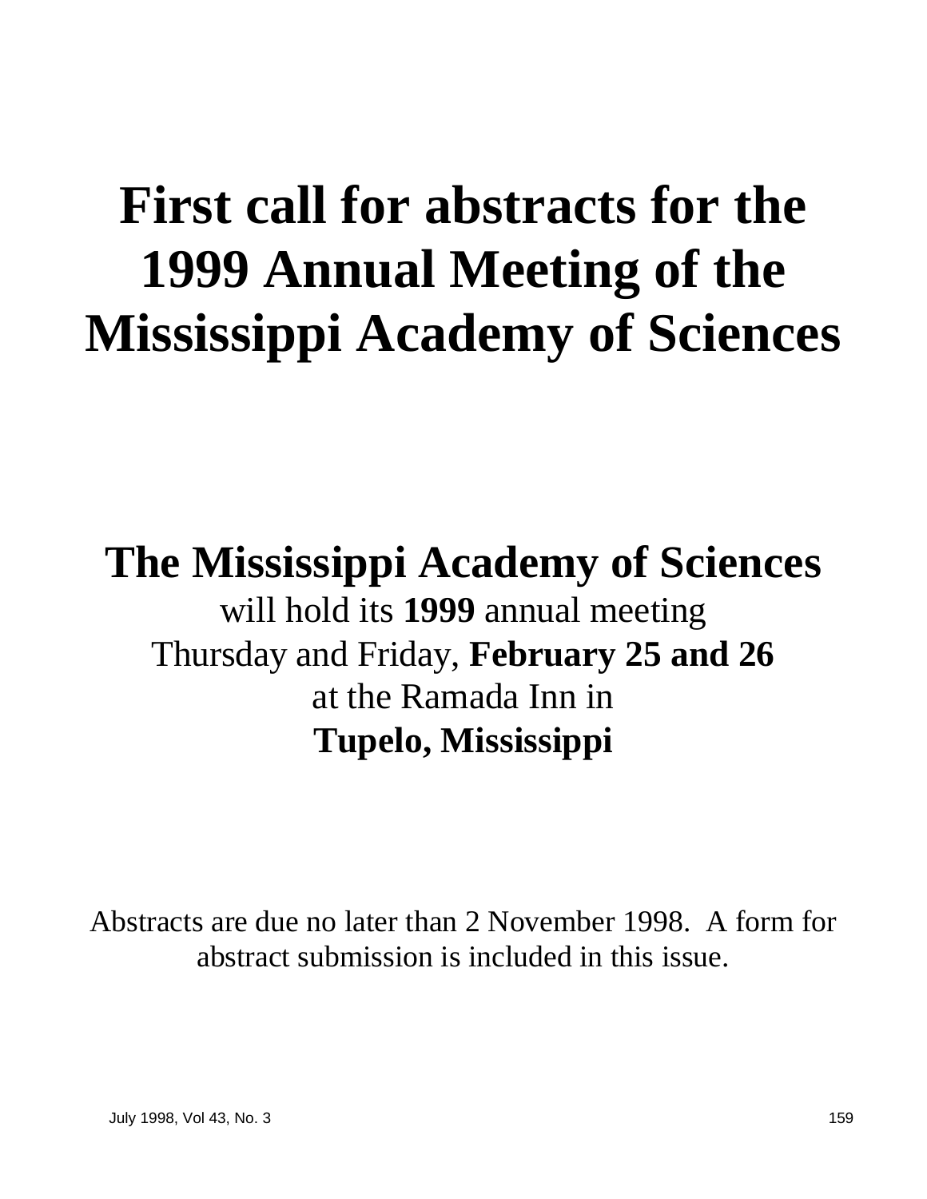# First call for abstracts for the 1999 Annual Meeting of the Mississippi Academy of Sciences

**The Mississippi Academy of Sciences**
will hold its **1999** annual meeting
Thursday and Friday, **February 25 and 26**
at the Ramada Inn in
**Tupelo, Mississippi**

Abstracts are due no later than 2 November 1998. A form for abstract submission is included in this issue.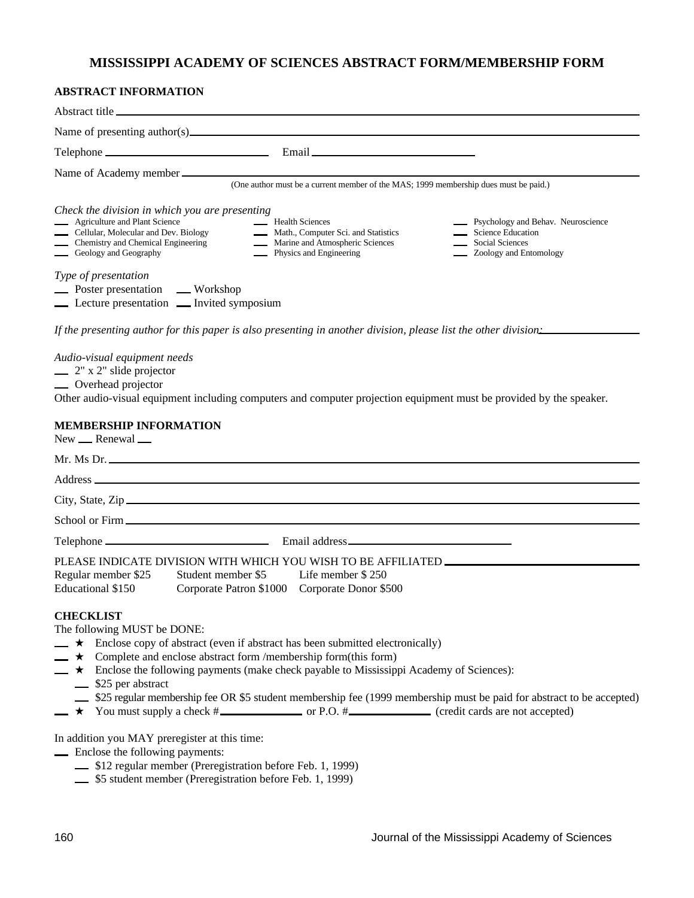# MISSISSIPPI ACADEMY OF SCIENCES ABSTRACT FORM/MEMBERSHIP FORM

**ABSTRACT INFORMATION**

Abstract title ______________________________

Name of presenting author(s) ______________________________

Telephone ______________________________ Email ______________________________

Name of Academy member ______________________________

(One author must be a current member of the MAS; 1999 membership dues must be paid.)

*Check the division in which you are presenting*

- ___ Agriculture and Plant Science
- ___ Cellular, Molecular and Dev. Biology
- ___ Chemistry and Chemical Engineering
- ___ Geology and Geography
- ___ Health Sciences
- ___ Math., Computer Sci. and Statistics
- ___ Marine and Atmospheric Sciences
- ___ Physics and Engineering
- ___ Psychology and Behav. Neuroscience
- ___ Science Education
- ___ Social Sciences
- ___ Zoology and Entomology

*Type of presentation*

___ Poster presentation ___ Workshop

___ Lecture presentation ___ Invited symposium

*If the presenting author for this paper is also presenting in another division, please list the other division:* ______________

*Audio-visual equipment needs*

___ 2" x 2" slide projector

___ Overhead projector

Other audio-visual equipment including computers and computer projection equipment must be provided by the speaker.

**MEMBERSHIP INFORMATION**

New ___ Renewal ___

Mr. Ms Dr. ______________________________

Address ______________________________

City, State, Zip ______________________________

School or Firm ______________________________

Telephone ______________________________ Email address ______________________________

PLEASE INDICATE DIVISION WITH WHICH YOU WISH TO BE AFFILIATED ______________________________

Regular member $25 Student member $5 Life member $ 250

Educational $150 Corporate Patron $1000 Corporate Donor $500

**CHECKLIST**

The following MUST be DONE:

- ___ ★ Enclose copy of abstract (even if abstract has been submitted electronically)
- ___ ★ Complete and enclose abstract form /membership form(this form)
- ___ ★ Enclose the following payments (make check payable to Mississippi Academy of Sciences):
  - ___ $25 per abstract
  - ___ $25 regular membership fee OR $5 student membership fee (1999 membership must be paid for abstract to be accepted)
- ___ ★ You must supply a check # ______________ or P.O. # ______________ (credit cards are not accepted)

In addition you MAY preregister at this time:

- ___ Enclose the following payments:
  - ___ $12 regular member (Preregistration before Feb. 1, 1999)
  - ___ $5 student member (Preregistration before Feb. 1, 1999)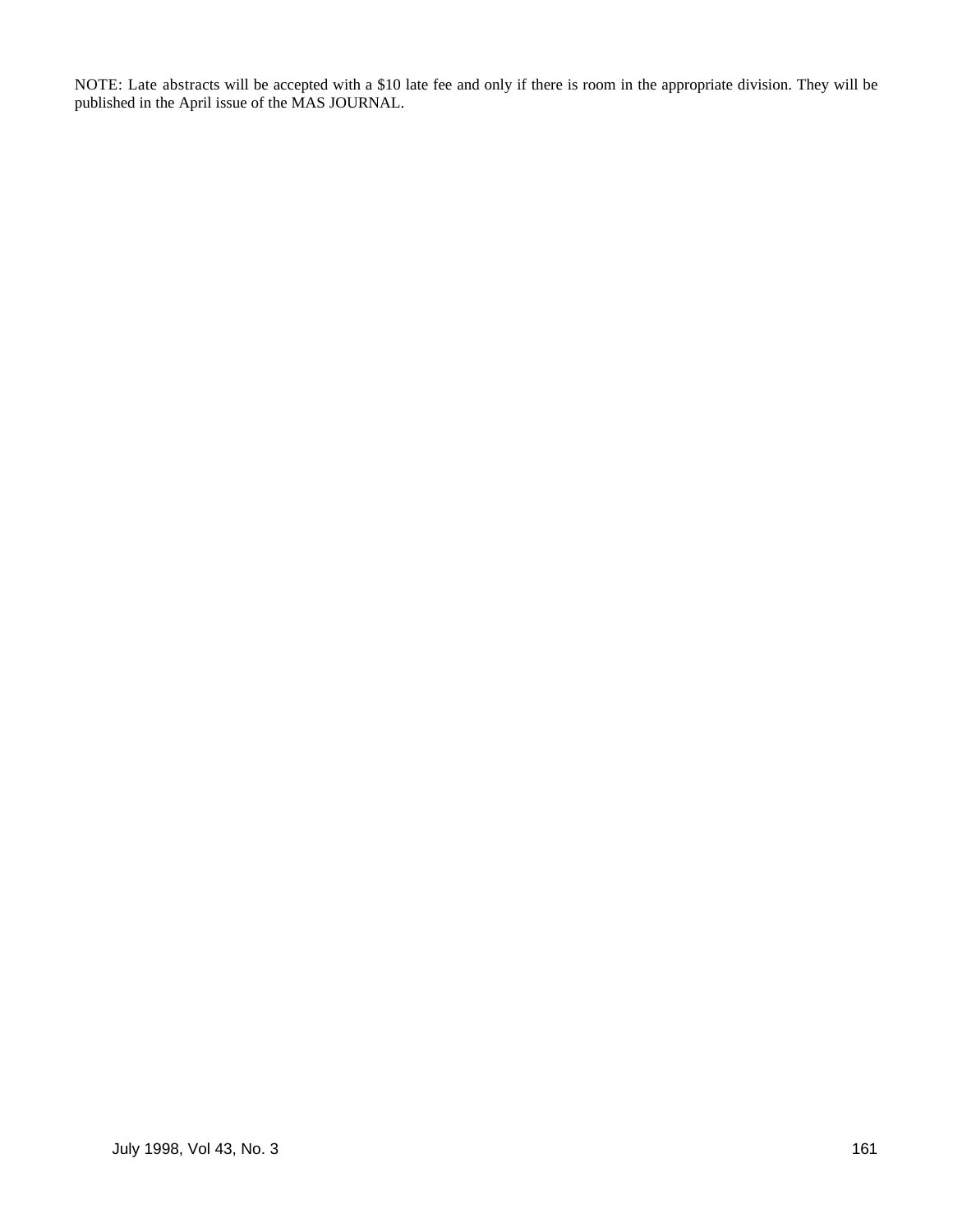NOTE: Late abstracts will be accepted with a $10 late fee and only if there is room in the appropriate division. They will be published in the April issue of the MAS JOURNAL.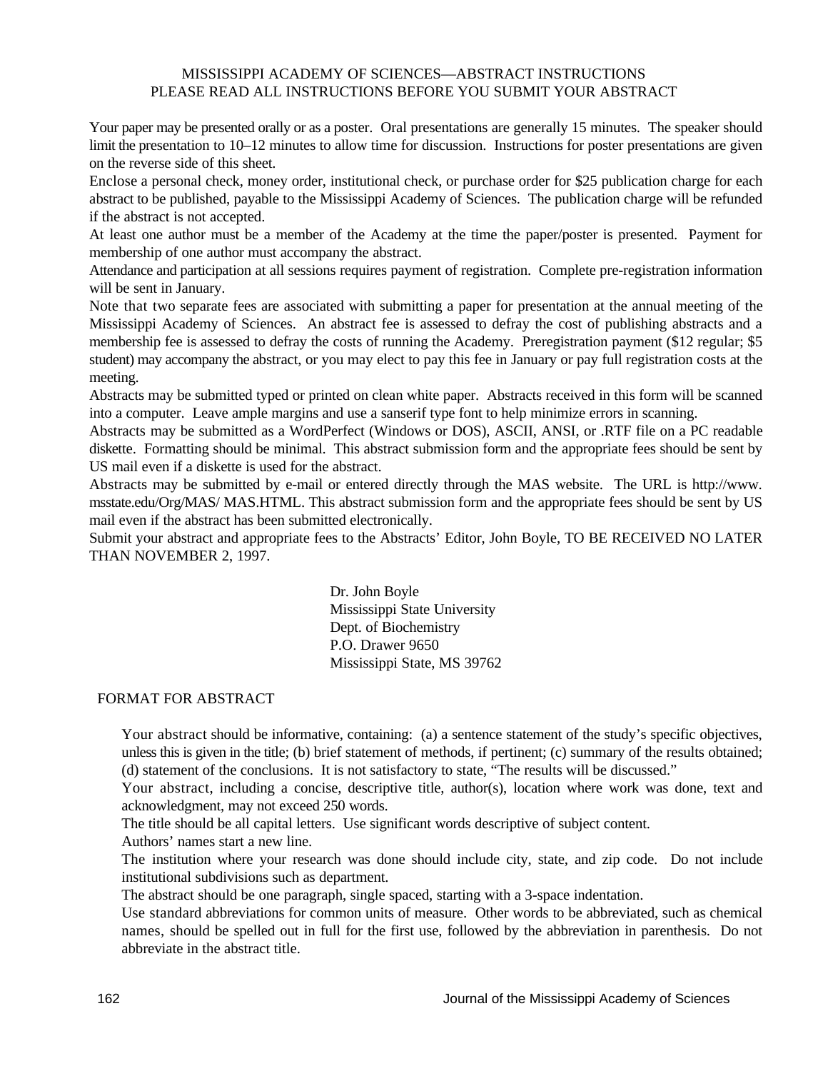# MISSISSIPPI ACADEMY OF SCIENCES—ABSTRACT INSTRUCTIONS
## PLEASE READ ALL INSTRUCTIONS BEFORE YOU SUBMIT YOUR ABSTRACT

Your paper may be presented orally or as a poster. Oral presentations are generally 15 minutes. The speaker should limit the presentation to 10–12 minutes to allow time for discussion. Instructions for poster presentations are given on the reverse side of this sheet.

Enclose a personal check, money order, institutional check, or purchase order for $25 publication charge for each abstract to be published, payable to the Mississippi Academy of Sciences. The publication charge will be refunded if the abstract is not accepted.

At least one author must be a member of the Academy at the time the paper/poster is presented. Payment for membership of one author must accompany the abstract.

Attendance and participation at all sessions requires payment of registration. Complete pre-registration information will be sent in January.

Note that two separate fees are associated with submitting a paper for presentation at the annual meeting of the Mississippi Academy of Sciences. An abstract fee is assessed to defray the cost of publishing abstracts and a membership fee is assessed to defray the costs of running the Academy. Preregistration payment ($12 regular; $5 student) may accompany the abstract, or you may elect to pay this fee in January or pay full registration costs at the meeting.

Abstracts may be submitted typed or printed on clean white paper. Abstracts received in this form will be scanned into a computer. Leave ample margins and use a sanserif type font to help minimize errors in scanning.

Abstracts may be submitted as a WordPerfect (Windows or DOS), ASCII, ANSI, or .RTF file on a PC readable diskette. Formatting should be minimal. This abstract submission form and the appropriate fees should be sent by US mail even if a diskette is used for the abstract.

Abstracts may be submitted by e-mail or entered directly through the MAS website. The URL is http://www.msstate.edu/Org/MAS/MAS.HTML. This abstract submission form and the appropriate fees should be sent by US mail even if the abstract has been submitted electronically.

Submit your abstract and appropriate fees to the Abstracts' Editor, John Boyle, TO BE RECEIVED NO LATER THAN NOVEMBER 2, 1997.

Dr. John Boyle
Mississippi State University
Dept. of Biochemistry
P.O. Drawer 9650
Mississippi State, MS 39762

## FORMAT FOR ABSTRACT

Your abstract should be informative, containing: (a) a sentence statement of the study's specific objectives, unless this is given in the title; (b) brief statement of methods, if pertinent; (c) summary of the results obtained; (d) statement of the conclusions. It is not satisfactory to state, "The results will be discussed."

Your abstract, including a concise, descriptive title, author(s), location where work was done, text and acknowledgment, may not exceed 250 words.

The title should be all capital letters. Use significant words descriptive of subject content.

Authors' names start a new line.

The institution where your research was done should include city, state, and zip code. Do not include institutional subdivisions such as department.

The abstract should be one paragraph, single spaced, starting with a 3-space indentation.

Use standard abbreviations for common units of measure. Other words to be abbreviated, such as chemical names, should be spelled out in full for the first use, followed by the abbreviation in parenthesis. Do not abbreviate in the abstract title.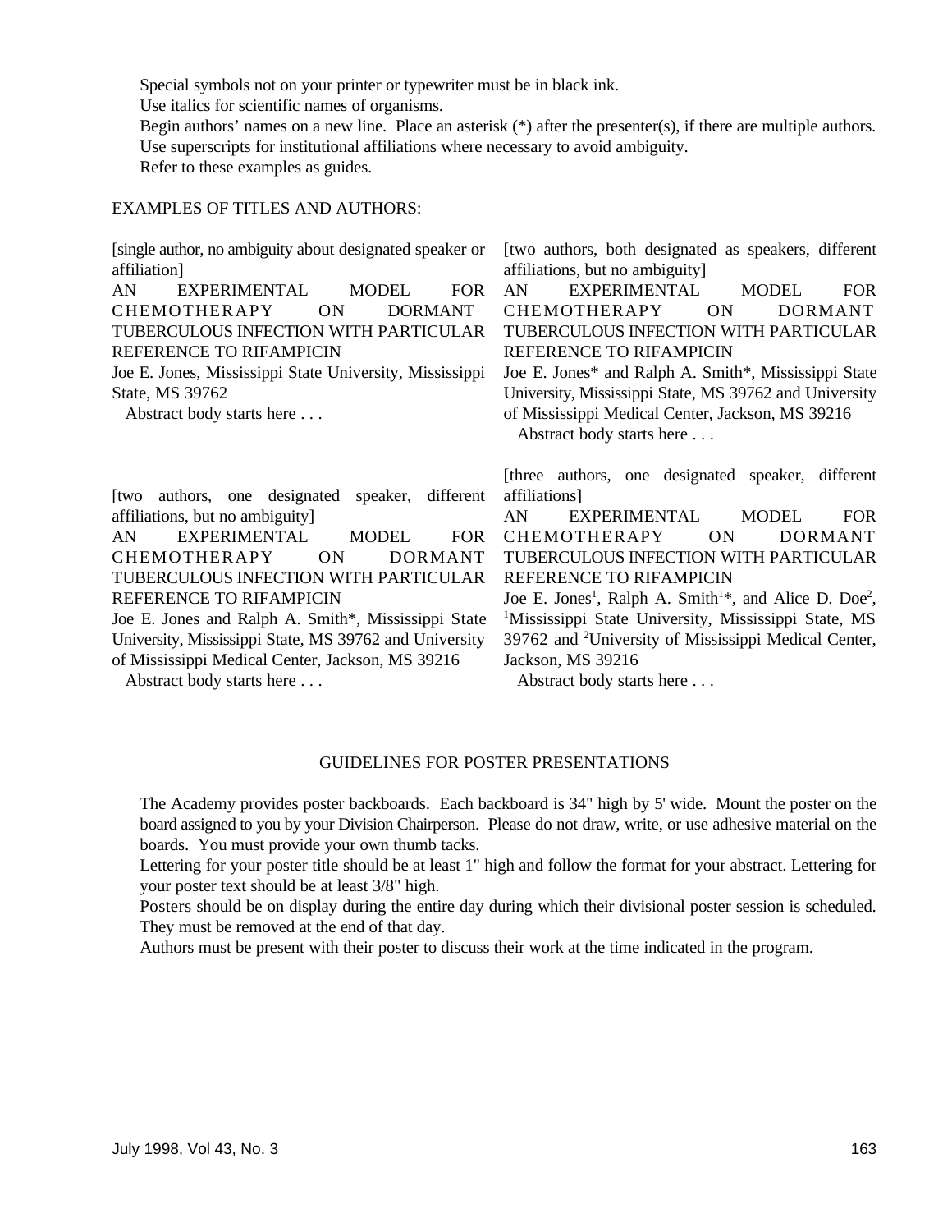Special symbols not on your printer or typewriter must be in black ink.

Use italics for scientific names of organisms.

Begin authors' names on a new line. Place an asterisk (*) after the presenter(s), if there are multiple authors. Use superscripts for institutional affiliations where necessary to avoid ambiguity.

Refer to these examples as guides.

EXAMPLES OF TITLES AND AUTHORS:

[single author, no ambiguity about designated speaker or affiliation]

AN EXPERIMENTAL MODEL FOR CHEMOTHERAPY ON DORMANT TUBERCULOUS INFECTION WITH PARTICULAR REFERENCE TO RIFAMPICIN

Joe E. Jones, Mississippi State University, Mississippi State, MS 39762

Abstract body starts here . . .

[two authors, one designated speaker, different affiliations, but no ambiguity]

AN EXPERIMENTAL MODEL FOR CHEMOTHERAPY ON DORMANT TUBERCULOUS INFECTION WITH PARTICULAR REFERENCE TO RIFAMPICIN

Joe E. Jones and Ralph A. Smith*, Mississippi State University, Mississippi State, MS 39762 and University of Mississippi Medical Center, Jackson, MS 39216

Abstract body starts here . . .

[two authors, both designated as speakers, different affiliations, but no ambiguity]

AN EXPERIMENTAL MODEL FOR CHEMOTHERAPY ON DORMANT TUBERCULOUS INFECTION WITH PARTICULAR REFERENCE TO RIFAMPICIN

Joe E. Jones* and Ralph A. Smith*, Mississippi State University, Mississippi State, MS 39762 and University of Mississippi Medical Center, Jackson, MS 39216

Abstract body starts here . . .

[three authors, one designated speaker, different affiliations]

AN EXPERIMENTAL MODEL FOR CHEMOTHERAPY ON DORMANT TUBERCULOUS INFECTION WITH PARTICULAR REFERENCE TO RIFAMPICIN

Joe E. Jones[1], Ralph A. Smith[1]*, and Alice D. Doe[2], [1]Mississippi State University, Mississippi State, MS 39762 and [2]University of Mississippi Medical Center, Jackson, MS 39216

Abstract body starts here . . .

## GUIDELINES FOR POSTER PRESENTATIONS

The Academy provides poster backboards. Each backboard is 34" high by 5' wide. Mount the poster on the board assigned to you by your Division Chairperson. Please do not draw, write, or use adhesive material on the boards. You must provide your own thumb tacks.

Lettering for your poster title should be at least 1" high and follow the format for your abstract. Lettering for your poster text should be at least 3/8" high.

Posters should be on display during the entire day during which their divisional poster session is scheduled. They must be removed at the end of that day.

Authors must be present with their poster to discuss their work at the time indicated in the program.